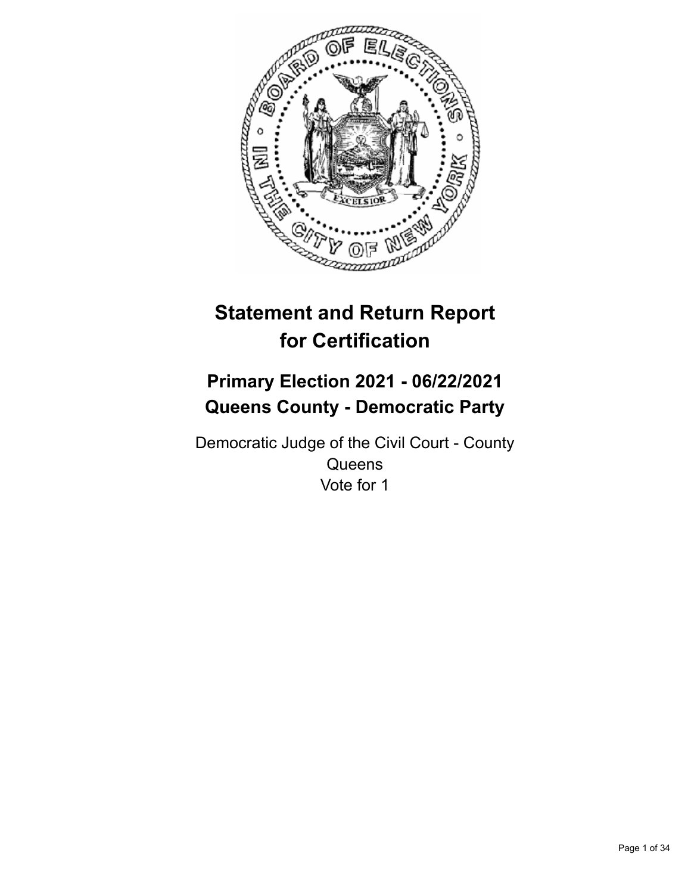# Statement and Return Report for Certification

## Primary Election 2021 - 06/22/2021
## Queens County - Democratic Party

Democratic Judge of the Civil Court - County
Queens
Vote for 1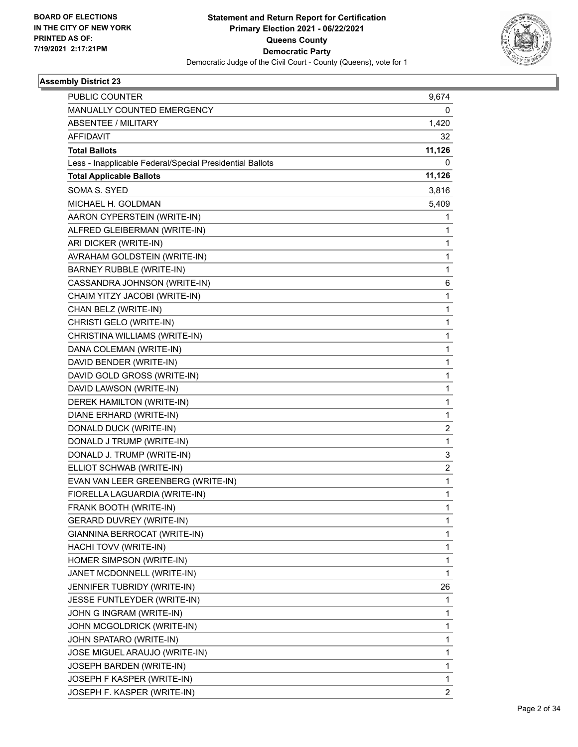BOARD OF ELECTIONS
IN THE CITY OF NEW YORK
PRINTED AS OF:
7/19/2021 2:17:21PM

**Statement and Return Report for Certification**
**Primary Election 2021 - 06/22/2021**
**Queens County**
**Democratic Party**
Democratic Judge of the Civil Court - County (Queens), vote for 1

## Assembly District 23

| | |
|---|---|
| PUBLIC COUNTER | 9,674 |
| MANUALLY COUNTED EMERGENCY | 0 |
| ABSENTEE / MILITARY | 1,420 |
| AFFIDAVIT | 32 |
| **Total Ballots** | **11,126** |
| Less - Inapplicable Federal/Special Presidential Ballots | 0 |
| **Total Applicable Ballots** | **11,126** |
| SOMA S. SYED | 3,816 |
| MICHAEL H. GOLDMAN | 5,409 |
| AARON CYPERSTEIN (WRITE-IN) | 1 |
| ALFRED GLEIBERMAN (WRITE-IN) | 1 |
| ARI DICKER (WRITE-IN) | 1 |
| AVRAHAM GOLDSTEIN (WRITE-IN) | 1 |
| BARNEY RUBBLE (WRITE-IN) | 1 |
| CASSANDRA JOHNSON (WRITE-IN) | 6 |
| CHAIM YITZY JACOBI (WRITE-IN) | 1 |
| CHAN BELZ (WRITE-IN) | 1 |
| CHRISTI GELO (WRITE-IN) | 1 |
| CHRISTINA WILLIAMS (WRITE-IN) | 1 |
| DANA COLEMAN (WRITE-IN) | 1 |
| DAVID BENDER (WRITE-IN) | 1 |
| DAVID GOLD GROSS (WRITE-IN) | 1 |
| DAVID LAWSON (WRITE-IN) | 1 |
| DEREK HAMILTON (WRITE-IN) | 1 |
| DIANE ERHARD (WRITE-IN) | 1 |
| DONALD DUCK (WRITE-IN) | 2 |
| DONALD J TRUMP (WRITE-IN) | 1 |
| DONALD J. TRUMP (WRITE-IN) | 3 |
| ELLIOT SCHWAB (WRITE-IN) | 2 |
| EVAN VAN LEER GREENBERG (WRITE-IN) | 1 |
| FIORELLA LAGUARDIA (WRITE-IN) | 1 |
| FRANK BOOTH (WRITE-IN) | 1 |
| GERARD DUVREY (WRITE-IN) | 1 |
| GIANNINA BERROCAT (WRITE-IN) | 1 |
| HACHI TOVV (WRITE-IN) | 1 |
| HOMER SIMPSON (WRITE-IN) | 1 |
| JANET MCDONNELL (WRITE-IN) | 1 |
| JENNIFER TUBRIDY (WRITE-IN) | 26 |
| JESSE FUNTLEYDER (WRITE-IN) | 1 |
| JOHN G INGRAM (WRITE-IN) | 1 |
| JOHN MCGOLDRICK (WRITE-IN) | 1 |
| JOHN SPATARO (WRITE-IN) | 1 |
| JOSE MIGUEL ARAUJO (WRITE-IN) | 1 |
| JOSEPH BARDEN (WRITE-IN) | 1 |
| JOSEPH F KASPER (WRITE-IN) | 1 |
| JOSEPH F. KASPER (WRITE-IN) | 2 |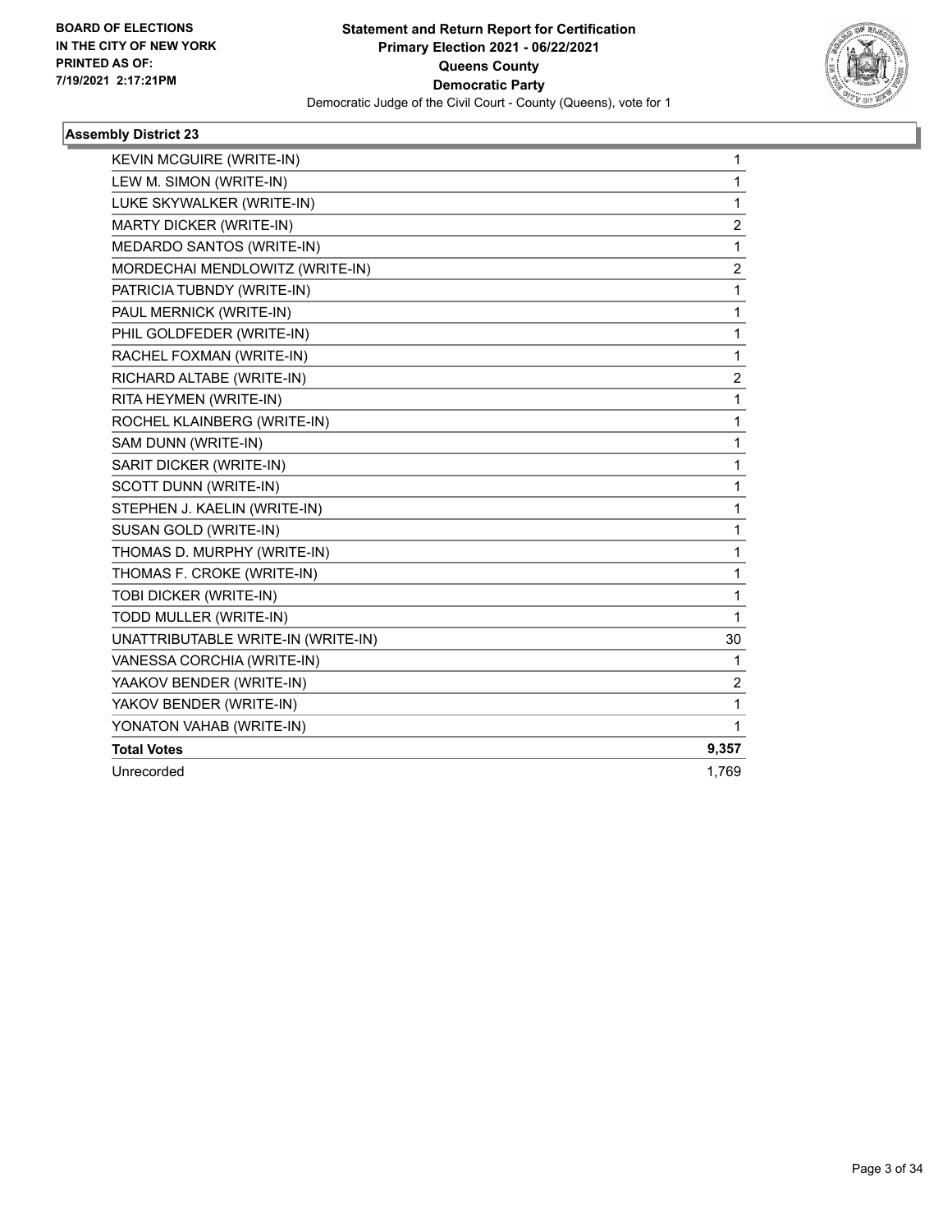**BOARD OF ELECTIONS IN THE CITY OF NEW YORK PRINTED AS OF: 7/19/2021 2:17:21PM**

**Statement and Return Report for Certification Primary Election 2021 - 06/22/2021 Queens County Democratic Party**

Democratic Judge of the Civil Court - County (Queens), vote for 1

### Assembly District 23

| Candidate | Votes |
|---|---|
| KEVIN MCGUIRE (WRITE-IN) | 1 |
| LEW M. SIMON (WRITE-IN) | 1 |
| LUKE SKYWALKER (WRITE-IN) | 1 |
| MARTY DICKER (WRITE-IN) | 2 |
| MEDARDO SANTOS (WRITE-IN) | 1 |
| MORDECHAI MENDLOWITZ (WRITE-IN) | 2 |
| PATRICIA TUBNDY (WRITE-IN) | 1 |
| PAUL MERNICK (WRITE-IN) | 1 |
| PHIL GOLDFEDER (WRITE-IN) | 1 |
| RACHEL FOXMAN (WRITE-IN) | 1 |
| RICHARD ALTABE (WRITE-IN) | 2 |
| RITA HEYMEN (WRITE-IN) | 1 |
| ROCHEL KLAINBERG (WRITE-IN) | 1 |
| SAM DUNN (WRITE-IN) | 1 |
| SARIT DICKER (WRITE-IN) | 1 |
| SCOTT DUNN (WRITE-IN) | 1 |
| STEPHEN J. KAELIN (WRITE-IN) | 1 |
| SUSAN GOLD (WRITE-IN) | 1 |
| THOMAS D. MURPHY (WRITE-IN) | 1 |
| THOMAS F. CROKE (WRITE-IN) | 1 |
| TOBI DICKER (WRITE-IN) | 1 |
| TODD MULLER (WRITE-IN) | 1 |
| UNATTRIBUTABLE WRITE-IN (WRITE-IN) | 30 |
| VANESSA CORCHIA (WRITE-IN) | 1 |
| YAAKOV BENDER (WRITE-IN) | 2 |
| YAKOV BENDER (WRITE-IN) | 1 |
| YONATON VAHAB (WRITE-IN) | 1 |
| **Total Votes** | **9,357** |
| Unrecorded | 1,769 |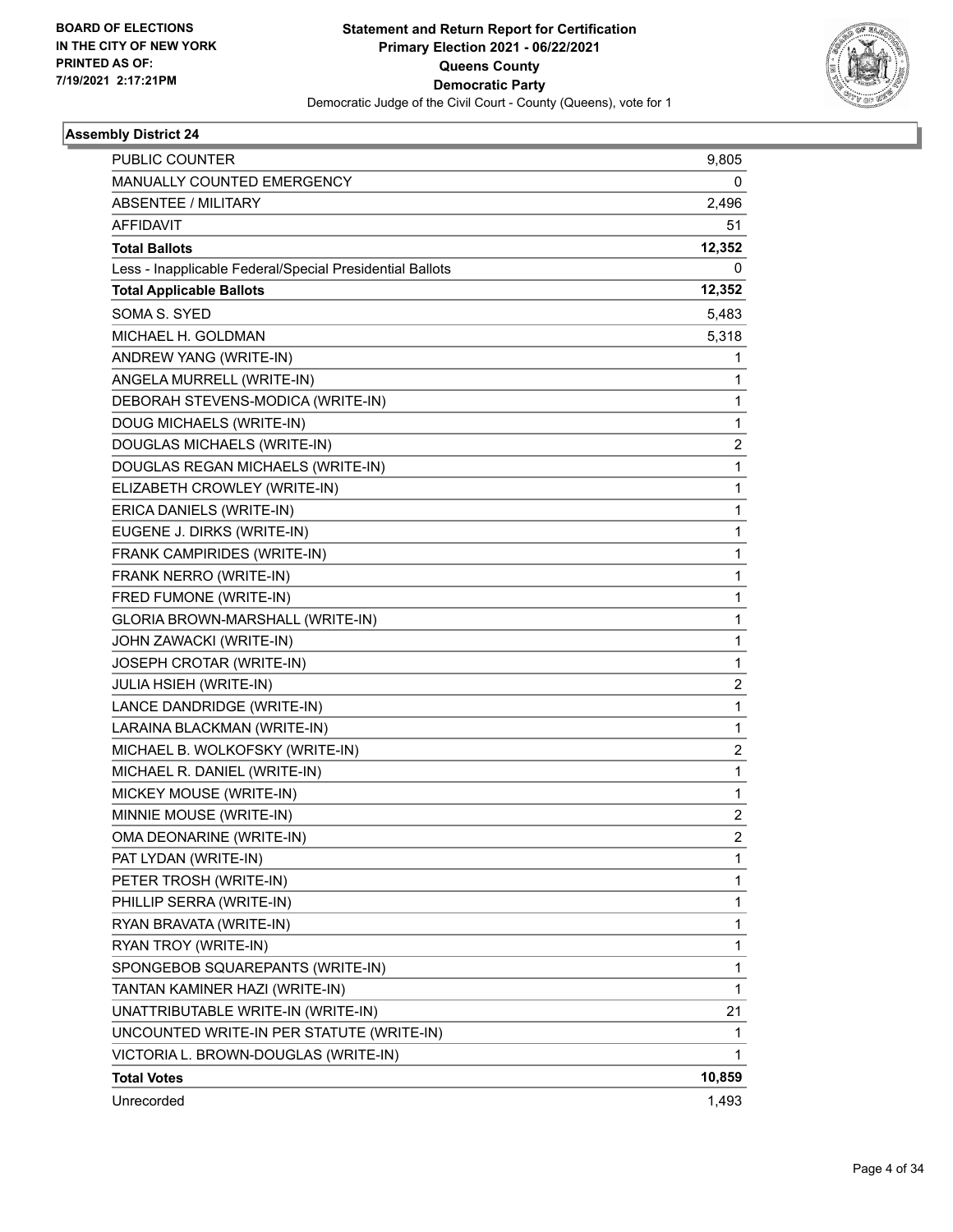BOARD OF ELECTIONS
IN THE CITY OF NEW YORK
PRINTED AS OF:
7/19/2021 2:17:21PM

**Statement and Return Report for Certification**
**Primary Election 2021 - 06/22/2021**
**Queens County**
**Democratic Party**
Democratic Judge of the Civil Court - County (Queens), vote for 1

## Assembly District 24

| | |
|---|---|
| PUBLIC COUNTER | 9,805 |
| MANUALLY COUNTED EMERGENCY | 0 |
| ABSENTEE / MILITARY | 2,496 |
| AFFIDAVIT | 51 |
| **Total Ballots** | **12,352** |
| Less - Inapplicable Federal/Special Presidential Ballots | 0 |
| **Total Applicable Ballots** | **12,352** |
| SOMA S. SYED | 5,483 |
| MICHAEL H. GOLDMAN | 5,318 |
| ANDREW YANG (WRITE-IN) | 1 |
| ANGELA MURRELL (WRITE-IN) | 1 |
| DEBORAH STEVENS-MODICA (WRITE-IN) | 1 |
| DOUG MICHAELS (WRITE-IN) | 1 |
| DOUGLAS MICHAELS (WRITE-IN) | 2 |
| DOUGLAS REGAN MICHAELS (WRITE-IN) | 1 |
| ELIZABETH CROWLEY (WRITE-IN) | 1 |
| ERICA DANIELS (WRITE-IN) | 1 |
| EUGENE J. DIRKS (WRITE-IN) | 1 |
| FRANK CAMPIRIDES (WRITE-IN) | 1 |
| FRANK NERRO (WRITE-IN) | 1 |
| FRED FUMONE (WRITE-IN) | 1 |
| GLORIA BROWN-MARSHALL (WRITE-IN) | 1 |
| JOHN ZAWACKI (WRITE-IN) | 1 |
| JOSEPH CROTAR (WRITE-IN) | 1 |
| JULIA HSIEH (WRITE-IN) | 2 |
| LANCE DANDRIDGE (WRITE-IN) | 1 |
| LARAINA BLACKMAN (WRITE-IN) | 1 |
| MICHAEL B. WOLKOFSKY (WRITE-IN) | 2 |
| MICHAEL R. DANIEL (WRITE-IN) | 1 |
| MICKEY MOUSE (WRITE-IN) | 1 |
| MINNIE MOUSE (WRITE-IN) | 2 |
| OMA DEONARINE (WRITE-IN) | 2 |
| PAT LYDAN (WRITE-IN) | 1 |
| PETER TROSH (WRITE-IN) | 1 |
| PHILLIP SERRA (WRITE-IN) | 1 |
| RYAN BRAVATA (WRITE-IN) | 1 |
| RYAN TROY (WRITE-IN) | 1 |
| SPONGEBOB SQUAREPANTS (WRITE-IN) | 1 |
| TANTAN KAMINER HAZI (WRITE-IN) | 1 |
| UNATTRIBUTABLE WRITE-IN (WRITE-IN) | 21 |
| UNCOUNTED WRITE-IN PER STATUTE (WRITE-IN) | 1 |
| VICTORIA L. BROWN-DOUGLAS (WRITE-IN) | 1 |
| **Total Votes** | **10,859** |
| Unrecorded | 1,493 |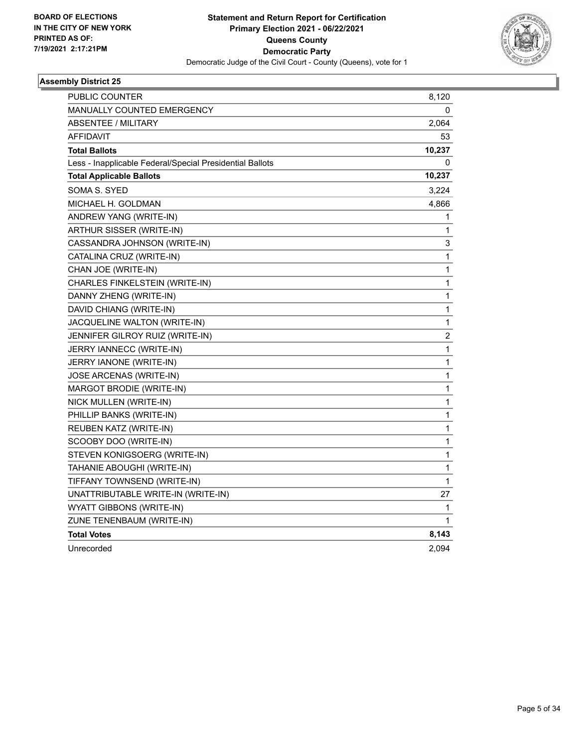BOARD OF ELECTIONS
IN THE CITY OF NEW YORK
PRINTED AS OF:
7/19/2021 2:17:21PM

**Statement and Return Report for Certification**
**Primary Election 2021 - 06/22/2021**
**Queens County**
**Democratic Party**
Democratic Judge of the Civil Court - County (Queens), vote for 1

### Assembly District 25

| | |
|---|---|
| PUBLIC COUNTER | 8,120 |
| MANUALLY COUNTED EMERGENCY | 0 |
| ABSENTEE / MILITARY | 2,064 |
| AFFIDAVIT | 53 |
| **Total Ballots** | **10,237** |
| Less - Inapplicable Federal/Special Presidential Ballots | 0 |
| **Total Applicable Ballots** | **10,237** |
| SOMA S. SYED | 3,224 |
| MICHAEL H. GOLDMAN | 4,866 |
| ANDREW YANG (WRITE-IN) | 1 |
| ARTHUR SISSER (WRITE-IN) | 1 |
| CASSANDRA JOHNSON (WRITE-IN) | 3 |
| CATALINA CRUZ (WRITE-IN) | 1 |
| CHAN JOE (WRITE-IN) | 1 |
| CHARLES FINKELSTEIN (WRITE-IN) | 1 |
| DANNY ZHENG (WRITE-IN) | 1 |
| DAVID CHIANG (WRITE-IN) | 1 |
| JACQUELINE WALTON (WRITE-IN) | 1 |
| JENNIFER GILROY RUIZ (WRITE-IN) | 2 |
| JERRY IANNECC (WRITE-IN) | 1 |
| JERRY IANONE (WRITE-IN) | 1 |
| JOSE ARCENAS (WRITE-IN) | 1 |
| MARGOT BRODIE (WRITE-IN) | 1 |
| NICK MULLEN (WRITE-IN) | 1 |
| PHILLIP BANKS (WRITE-IN) | 1 |
| REUBEN KATZ (WRITE-IN) | 1 |
| SCOOBY DOO (WRITE-IN) | 1 |
| STEVEN KONIGSOERG (WRITE-IN) | 1 |
| TAHANIE ABOUGHI (WRITE-IN) | 1 |
| TIFFANY TOWNSEND (WRITE-IN) | 1 |
| UNATTRIBUTABLE WRITE-IN (WRITE-IN) | 27 |
| WYATT GIBBONS (WRITE-IN) | 1 |
| ZUNE TENENBAUM (WRITE-IN) | 1 |
| **Total Votes** | **8,143** |
| Unrecorded | 2,094 |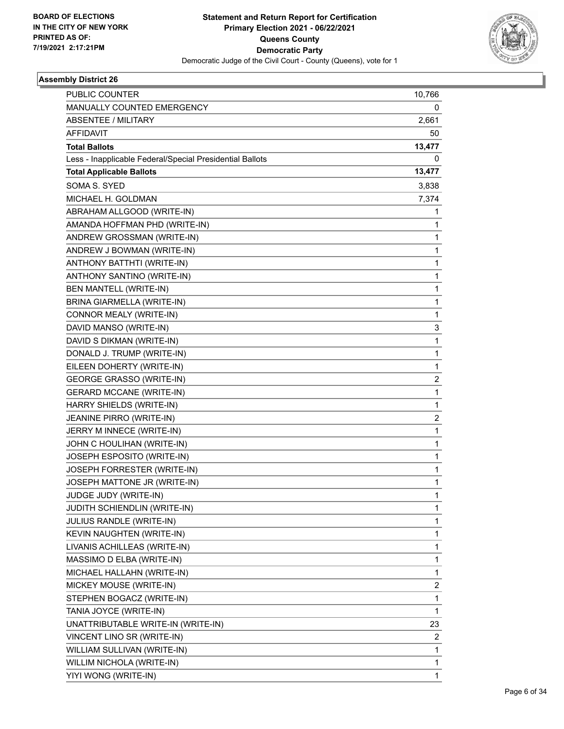BOARD OF ELECTIONS
IN THE CITY OF NEW YORK
PRINTED AS OF:
7/19/2021 2:17:21PM

**Statement and Return Report for Certification**
**Primary Election 2021 - 06/22/2021**
**Queens County**
**Democratic Party**
Democratic Judge of the Civil Court - County (Queens), vote for 1

### Assembly District 26

| | |
|---|---|
| PUBLIC COUNTER | 10,766 |
| MANUALLY COUNTED EMERGENCY | 0 |
| ABSENTEE / MILITARY | 2,661 |
| AFFIDAVIT | 50 |
| **Total Ballots** | **13,477** |
| Less - Inapplicable Federal/Special Presidential Ballots | 0 |
| **Total Applicable Ballots** | **13,477** |
| SOMA S. SYED | 3,838 |
| MICHAEL H. GOLDMAN | 7,374 |
| ABRAHAM ALLGOOD (WRITE-IN) | 1 |
| AMANDA HOFFMAN PHD (WRITE-IN) | 1 |
| ANDREW GROSSMAN (WRITE-IN) | 1 |
| ANDREW J BOWMAN (WRITE-IN) | 1 |
| ANTHONY BATTHTI (WRITE-IN) | 1 |
| ANTHONY SANTINO (WRITE-IN) | 1 |
| BEN MANTELL (WRITE-IN) | 1 |
| BRINA GIARMELLA (WRITE-IN) | 1 |
| CONNOR MEALY (WRITE-IN) | 1 |
| DAVID MANSO (WRITE-IN) | 3 |
| DAVID S DIKMAN (WRITE-IN) | 1 |
| DONALD J. TRUMP (WRITE-IN) | 1 |
| EILEEN DOHERTY (WRITE-IN) | 1 |
| GEORGE GRASSO (WRITE-IN) | 2 |
| GERARD MCCANE (WRITE-IN) | 1 |
| HARRY SHIELDS (WRITE-IN) | 1 |
| JEANINE PIRRO (WRITE-IN) | 2 |
| JERRY M INNECE (WRITE-IN) | 1 |
| JOHN C HOULIHAN (WRITE-IN) | 1 |
| JOSEPH ESPOSITO (WRITE-IN) | 1 |
| JOSEPH FORRESTER (WRITE-IN) | 1 |
| JOSEPH MATTONE JR (WRITE-IN) | 1 |
| JUDGE JUDY (WRITE-IN) | 1 |
| JUDITH SCHIENDLIN (WRITE-IN) | 1 |
| JULIUS RANDLE (WRITE-IN) | 1 |
| KEVIN NAUGHTEN (WRITE-IN) | 1 |
| LIVANIS ACHILLEAS (WRITE-IN) | 1 |
| MASSIMO D ELBA (WRITE-IN) | 1 |
| MICHAEL HALLAHN (WRITE-IN) | 1 |
| MICKEY MOUSE (WRITE-IN) | 2 |
| STEPHEN BOGACZ (WRITE-IN) | 1 |
| TANIA JOYCE (WRITE-IN) | 1 |
| UNATTRIBUTABLE WRITE-IN (WRITE-IN) | 23 |
| VINCENT LINO SR (WRITE-IN) | 2 |
| WILLIAM SULLIVAN (WRITE-IN) | 1 |
| WILLIM NICHOLA (WRITE-IN) | 1 |
| YIYI WONG (WRITE-IN) | 1 |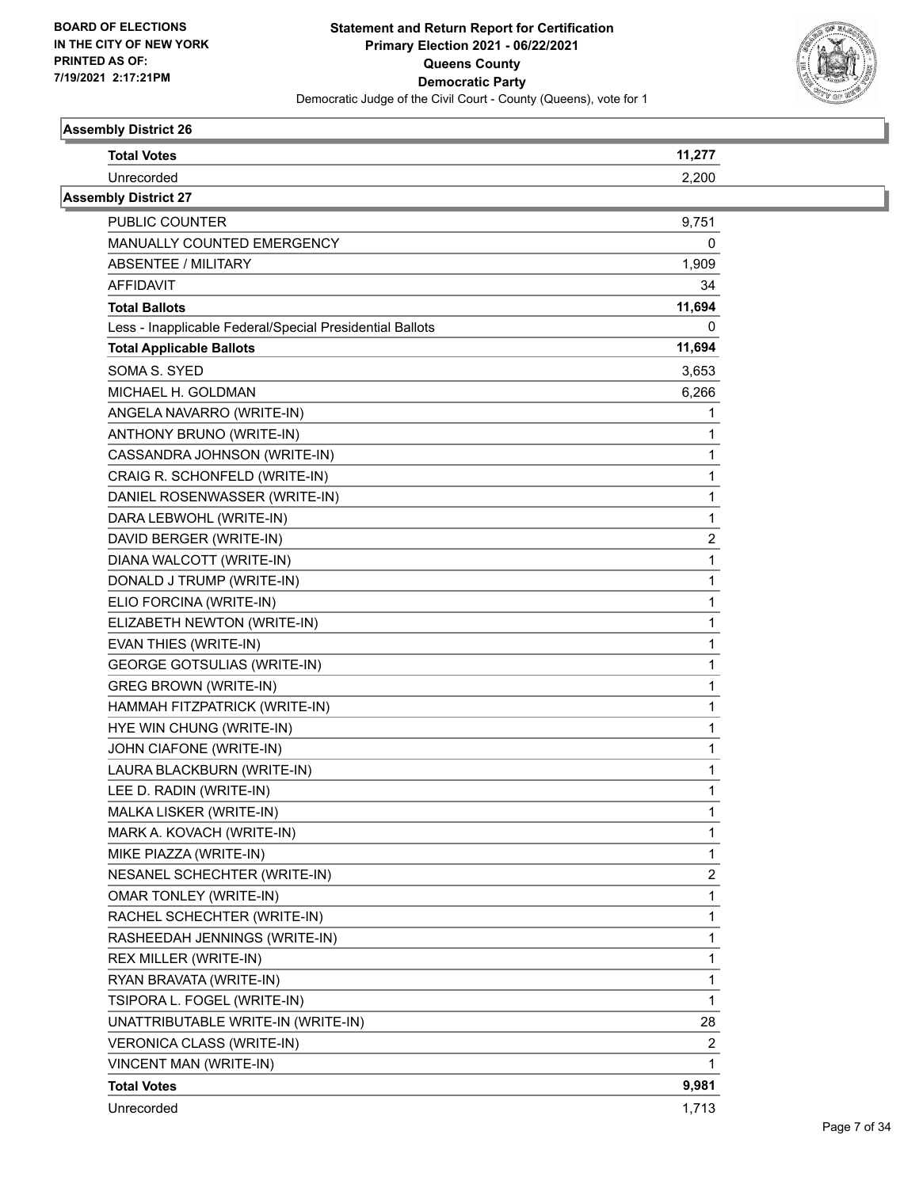**BOARD OF ELECTIONS IN THE CITY OF NEW YORK PRINTED AS OF: 7/19/2021 2:17:21PM**

**Statement and Return Report for Certification Primary Election 2021 - 06/22/2021 Queens County Democratic Party**

Democratic Judge of the Civil Court - County (Queens), vote for 1

**Assembly District 26**

| | |
|---|---|
| **Total Votes** | **11,277** |
| Unrecorded | 2,200 |

**Assembly District 27**

| | |
|---|---|
| PUBLIC COUNTER | 9,751 |
| MANUALLY COUNTED EMERGENCY | 0 |
| ABSENTEE / MILITARY | 1,909 |
| AFFIDAVIT | 34 |
| **Total Ballots** | **11,694** |
| Less - Inapplicable Federal/Special Presidential Ballots | 0 |
| **Total Applicable Ballots** | **11,694** |
| SOMA S. SYED | 3,653 |
| MICHAEL H. GOLDMAN | 6,266 |
| ANGELA NAVARRO (WRITE-IN) | 1 |
| ANTHONY BRUNO (WRITE-IN) | 1 |
| CASSANDRA JOHNSON (WRITE-IN) | 1 |
| CRAIG R. SCHONFELD (WRITE-IN) | 1 |
| DANIEL ROSENWASSER (WRITE-IN) | 1 |
| DARA LEBWOHL (WRITE-IN) | 1 |
| DAVID BERGER (WRITE-IN) | 2 |
| DIANA WALCOTT (WRITE-IN) | 1 |
| DONALD J TRUMP (WRITE-IN) | 1 |
| ELIO FORCINA (WRITE-IN) | 1 |
| ELIZABETH NEWTON (WRITE-IN) | 1 |
| EVAN THIES (WRITE-IN) | 1 |
| GEORGE GOTSULIAS (WRITE-IN) | 1 |
| GREG BROWN (WRITE-IN) | 1 |
| HAMMAH FITZPATRICK (WRITE-IN) | 1 |
| HYE WIN CHUNG (WRITE-IN) | 1 |
| JOHN CIAFONE (WRITE-IN) | 1 |
| LAURA BLACKBURN (WRITE-IN) | 1 |
| LEE D. RADIN (WRITE-IN) | 1 |
| MALKA LISKER (WRITE-IN) | 1 |
| MARK A. KOVACH (WRITE-IN) | 1 |
| MIKE PIAZZA (WRITE-IN) | 1 |
| NESANEL SCHECHTER (WRITE-IN) | 2 |
| OMAR TONLEY (WRITE-IN) | 1 |
| RACHEL SCHECHTER (WRITE-IN) | 1 |
| RASHEEDAH JENNINGS (WRITE-IN) | 1 |
| REX MILLER (WRITE-IN) | 1 |
| RYAN BRAVATA (WRITE-IN) | 1 |
| TSIPORA L. FOGEL (WRITE-IN) | 1 |
| UNATTRIBUTABLE WRITE-IN (WRITE-IN) | 28 |
| VERONICA CLASS (WRITE-IN) | 2 |
| VINCENT MAN (WRITE-IN) | 1 |
| **Total Votes** | **9,981** |
| Unrecorded | 1,713 |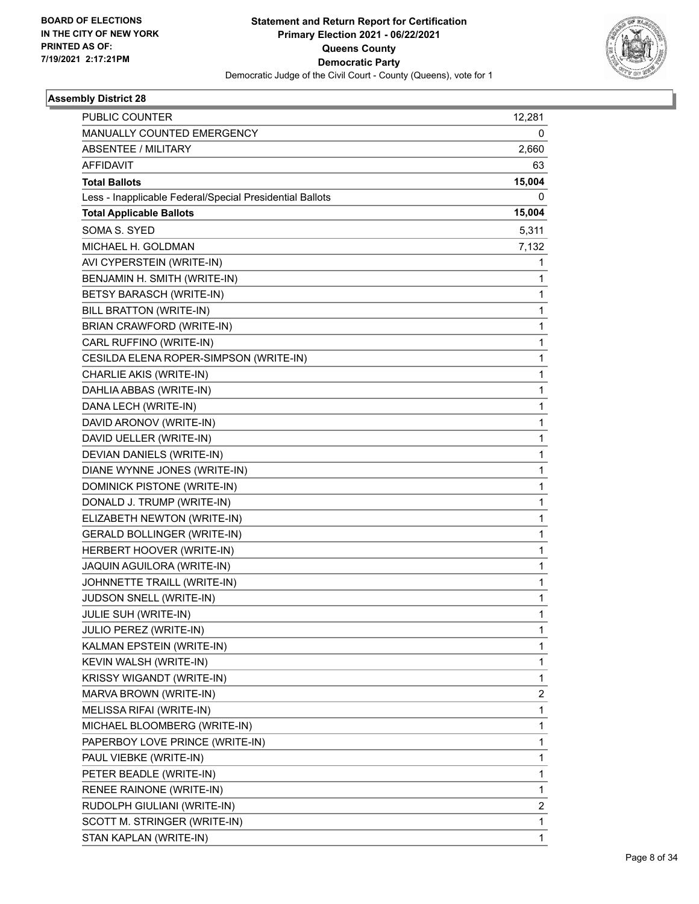**BOARD OF ELECTIONS IN THE CITY OF NEW YORK PRINTED AS OF: 7/19/2021 2:17:21PM**

**Statement and Return Report for Certification Primary Election 2021 - 06/22/2021 Queens County Democratic Party**

Democratic Judge of the Civil Court - County (Queens), vote for 1

### Assembly District 28

| | |
|---|---|
| PUBLIC COUNTER | 12,281 |
| MANUALLY COUNTED EMERGENCY | 0 |
| ABSENTEE / MILITARY | 2,660 |
| AFFIDAVIT | 63 |
| **Total Ballots** | **15,004** |
| Less - Inapplicable Federal/Special Presidential Ballots | 0 |
| **Total Applicable Ballots** | **15,004** |
| SOMA S. SYED | 5,311 |
| MICHAEL H. GOLDMAN | 7,132 |
| AVI CYPERSTEIN (WRITE-IN) | 1 |
| BENJAMIN H. SMITH (WRITE-IN) | 1 |
| BETSY BARASCH (WRITE-IN) | 1 |
| BILL BRATTON (WRITE-IN) | 1 |
| BRIAN CRAWFORD (WRITE-IN) | 1 |
| CARL RUFFINO (WRITE-IN) | 1 |
| CESILDA ELENA ROPER-SIMPSON (WRITE-IN) | 1 |
| CHARLIE AKIS (WRITE-IN) | 1 |
| DAHLIA ABBAS (WRITE-IN) | 1 |
| DANA LECH (WRITE-IN) | 1 |
| DAVID ARONOV (WRITE-IN) | 1 |
| DAVID UELLER (WRITE-IN) | 1 |
| DEVIAN DANIELS (WRITE-IN) | 1 |
| DIANE WYNNE JONES (WRITE-IN) | 1 |
| DOMINICK PISTONE (WRITE-IN) | 1 |
| DONALD J. TRUMP (WRITE-IN) | 1 |
| ELIZABETH NEWTON (WRITE-IN) | 1 |
| GERALD BOLLINGER (WRITE-IN) | 1 |
| HERBERT HOOVER (WRITE-IN) | 1 |
| JAQUIN AGUILORA (WRITE-IN) | 1 |
| JOHNNETTE TRAILL (WRITE-IN) | 1 |
| JUDSON SNELL (WRITE-IN) | 1 |
| JULIE SUH (WRITE-IN) | 1 |
| JULIO PEREZ (WRITE-IN) | 1 |
| KALMAN EPSTEIN (WRITE-IN) | 1 |
| KEVIN WALSH (WRITE-IN) | 1 |
| KRISSY WIGANDT (WRITE-IN) | 1 |
| MARVA BROWN (WRITE-IN) | 2 |
| MELISSA RIFAI (WRITE-IN) | 1 |
| MICHAEL BLOOMBERG (WRITE-IN) | 1 |
| PAPERBOY LOVE PRINCE (WRITE-IN) | 1 |
| PAUL VIEBKE (WRITE-IN) | 1 |
| PETER BEADLE (WRITE-IN) | 1 |
| RENEE RAINONE (WRITE-IN) | 1 |
| RUDOLPH GIULIANI (WRITE-IN) | 2 |
| SCOTT M. STRINGER (WRITE-IN) | 1 |
| STAN KAPLAN (WRITE-IN) | 1 |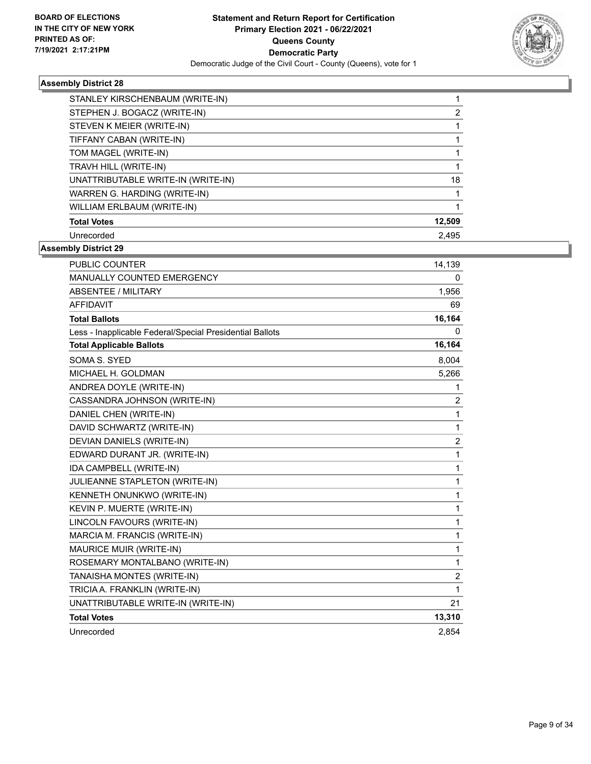**BOARD OF ELECTIONS IN THE CITY OF NEW YORK PRINTED AS OF: 7/19/2021 2:17:21PM**

# Statement and Return Report for Certification
## Primary Election 2021 - 06/22/2021
## Queens County
## Democratic Party
Democratic Judge of the Civil Court - County (Queens), vote for 1

### Assembly District 28

| | |
|---|---|
| STANLEY KIRSCHENBAUM (WRITE-IN) | 1 |
| STEPHEN J. BOGACZ (WRITE-IN) | 2 |
| STEVEN K MEIER (WRITE-IN) | 1 |
| TIFFANY CABAN (WRITE-IN) | 1 |
| TOM MAGEL (WRITE-IN) | 1 |
| TRAVH HILL (WRITE-IN) | 1 |
| UNATTRIBUTABLE WRITE-IN (WRITE-IN) | 18 |
| WARREN G. HARDING (WRITE-IN) | 1 |
| WILLIAM ERLBAUM (WRITE-IN) | 1 |
| **Total Votes** | **12,509** |
| Unrecorded | 2,495 |

### Assembly District 29

| | |
|---|---|
| PUBLIC COUNTER | 14,139 |
| MANUALLY COUNTED EMERGENCY | 0 |
| ABSENTEE / MILITARY | 1,956 |
| AFFIDAVIT | 69 |
| **Total Ballots** | **16,164** |
| Less - Inapplicable Federal/Special Presidential Ballots | 0 |
| **Total Applicable Ballots** | **16,164** |
| SOMA S. SYED | 8,004 |
| MICHAEL H. GOLDMAN | 5,266 |
| ANDREA DOYLE (WRITE-IN) | 1 |
| CASSANDRA JOHNSON (WRITE-IN) | 2 |
| DANIEL CHEN (WRITE-IN) | 1 |
| DAVID SCHWARTZ (WRITE-IN) | 1 |
| DEVIAN DANIELS (WRITE-IN) | 2 |
| EDWARD DURANT JR. (WRITE-IN) | 1 |
| IDA CAMPBELL (WRITE-IN) | 1 |
| JULIEANNE STAPLETON (WRITE-IN) | 1 |
| KENNETH ONUNKWO (WRITE-IN) | 1 |
| KEVIN P. MUERTE (WRITE-IN) | 1 |
| LINCOLN FAVOURS (WRITE-IN) | 1 |
| MARCIA M. FRANCIS (WRITE-IN) | 1 |
| MAURICE MUIR (WRITE-IN) | 1 |
| ROSEMARY MONTALBANO (WRITE-IN) | 1 |
| TANAISHA MONTES (WRITE-IN) | 2 |
| TRICIA A. FRANKLIN (WRITE-IN) | 1 |
| UNATTRIBUTABLE WRITE-IN (WRITE-IN) | 21 |
| **Total Votes** | **13,310** |
| Unrecorded | 2,854 |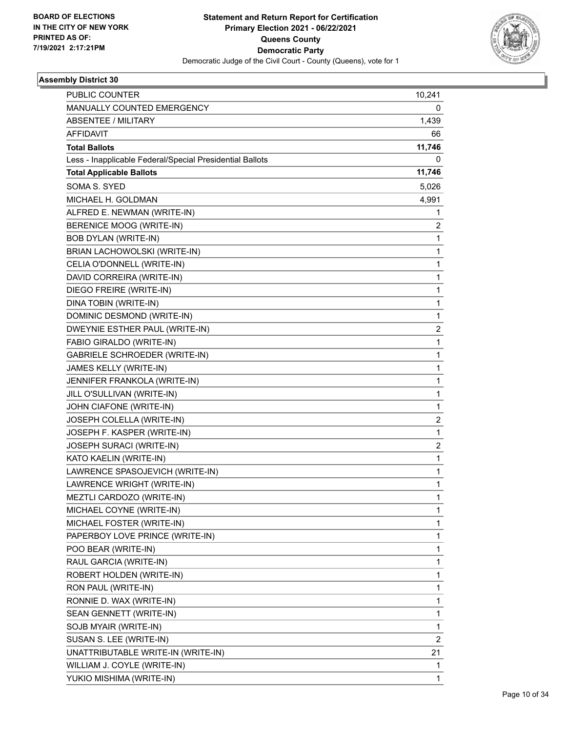BOARD OF ELECTIONS
IN THE CITY OF NEW YORK
PRINTED AS OF:
7/19/2021 2:17:21PM

**Statement and Return Report for Certification**
**Primary Election 2021 - 06/22/2021**
**Queens County**
**Democratic Party**
Democratic Judge of the Civil Court - County (Queens), vote for 1

### Assembly District 30

| | |
|---|---|
| PUBLIC COUNTER | 10,241 |
| MANUALLY COUNTED EMERGENCY | 0 |
| ABSENTEE / MILITARY | 1,439 |
| AFFIDAVIT | 66 |
| **Total Ballots** | **11,746** |
| Less - Inapplicable Federal/Special Presidential Ballots | 0 |
| **Total Applicable Ballots** | **11,746** |
| SOMA S. SYED | 5,026 |
| MICHAEL H. GOLDMAN | 4,991 |
| ALFRED E. NEWMAN (WRITE-IN) | 1 |
| BERENICE MOOG (WRITE-IN) | 2 |
| BOB DYLAN (WRITE-IN) | 1 |
| BRIAN LACHOWOLSKI (WRITE-IN) | 1 |
| CELIA O'DONNELL (WRITE-IN) | 1 |
| DAVID CORREIRA (WRITE-IN) | 1 |
| DIEGO FREIRE (WRITE-IN) | 1 |
| DINA TOBIN (WRITE-IN) | 1 |
| DOMINIC DESMOND (WRITE-IN) | 1 |
| DWEYNIE ESTHER PAUL (WRITE-IN) | 2 |
| FABIO GIRALDO (WRITE-IN) | 1 |
| GABRIELE SCHROEDER (WRITE-IN) | 1 |
| JAMES KELLY (WRITE-IN) | 1 |
| JENNIFER FRANKOLA (WRITE-IN) | 1 |
| JILL O'SULLIVAN (WRITE-IN) | 1 |
| JOHN CIAFONE (WRITE-IN) | 1 |
| JOSEPH COLELLA (WRITE-IN) | 2 |
| JOSEPH F. KASPER (WRITE-IN) | 1 |
| JOSEPH SURACI (WRITE-IN) | 2 |
| KATO KAELIN (WRITE-IN) | 1 |
| LAWRENCE SPASOJEVICH (WRITE-IN) | 1 |
| LAWRENCE WRIGHT (WRITE-IN) | 1 |
| MEZTLI CARDOZO (WRITE-IN) | 1 |
| MICHAEL COYNE (WRITE-IN) | 1 |
| MICHAEL FOSTER (WRITE-IN) | 1 |
| PAPERBOY LOVE PRINCE (WRITE-IN) | 1 |
| POO BEAR (WRITE-IN) | 1 |
| RAUL GARCIA (WRITE-IN) | 1 |
| ROBERT HOLDEN (WRITE-IN) | 1 |
| RON PAUL (WRITE-IN) | 1 |
| RONNIE D. WAX (WRITE-IN) | 1 |
| SEAN GENNETT (WRITE-IN) | 1 |
| SOJB MYAIR (WRITE-IN) | 1 |
| SUSAN S. LEE (WRITE-IN) | 2 |
| UNATTRIBUTABLE WRITE-IN (WRITE-IN) | 21 |
| WILLIAM J. COYLE (WRITE-IN) | 1 |
| YUKIO MISHIMA (WRITE-IN) | 1 |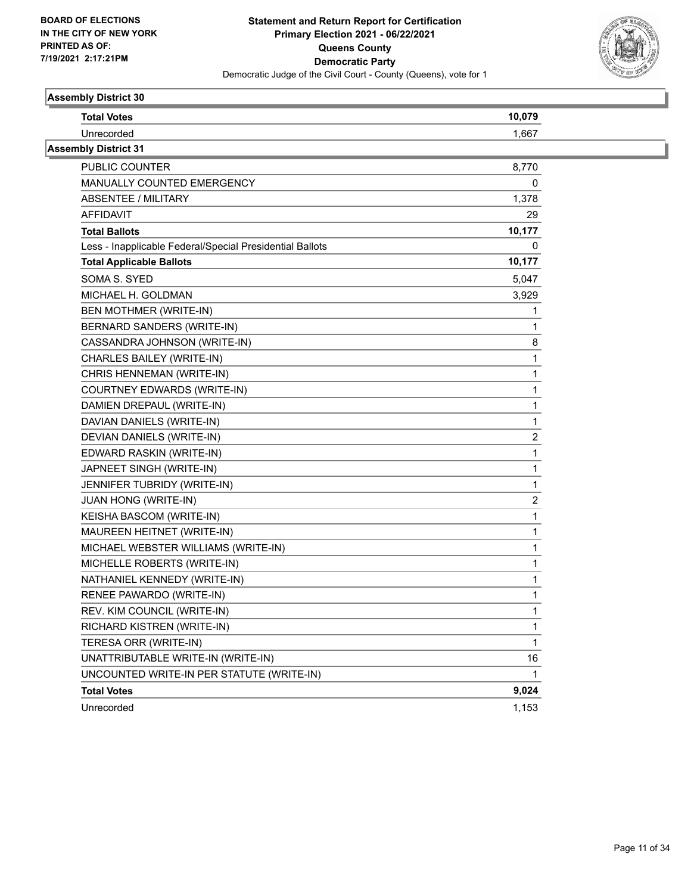**Statement and Return Report for Certification**
**Primary Election 2021 - 06/22/2021**
**Queens County**
**Democratic Party**
Democratic Judge of the Civil Court - County (Queens), vote for 1

BOARD OF ELECTIONS IN THE CITY OF NEW YORK PRINTED AS OF: 7/19/2021 2:17:21PM

### Assembly District 30

| | |
|---|---|
| **Total Votes** | **10,079** |
| Unrecorded | 1,667 |

### Assembly District 31

| | |
|---|---|
| PUBLIC COUNTER | 8,770 |
| MANUALLY COUNTED EMERGENCY | 0 |
| ABSENTEE / MILITARY | 1,378 |
| AFFIDAVIT | 29 |
| **Total Ballots** | **10,177** |
| Less - Inapplicable Federal/Special Presidential Ballots | 0 |
| **Total Applicable Ballots** | **10,177** |
| SOMA S. SYED | 5,047 |
| MICHAEL H. GOLDMAN | 3,929 |
| BEN MOTHMER (WRITE-IN) | 1 |
| BERNARD SANDERS (WRITE-IN) | 1 |
| CASSANDRA JOHNSON (WRITE-IN) | 8 |
| CHARLES BAILEY (WRITE-IN) | 1 |
| CHRIS HENNEMAN (WRITE-IN) | 1 |
| COURTNEY EDWARDS (WRITE-IN) | 1 |
| DAMIEN DREPAUL (WRITE-IN) | 1 |
| DAVIAN DANIELS (WRITE-IN) | 1 |
| DEVIAN DANIELS (WRITE-IN) | 2 |
| EDWARD RASKIN (WRITE-IN) | 1 |
| JAPNEET SINGH (WRITE-IN) | 1 |
| JENNIFER TUBRIDY (WRITE-IN) | 1 |
| JUAN HONG (WRITE-IN) | 2 |
| KEISHA BASCOM (WRITE-IN) | 1 |
| MAUREEN HEITNET (WRITE-IN) | 1 |
| MICHAEL WEBSTER WILLIAMS (WRITE-IN) | 1 |
| MICHELLE ROBERTS (WRITE-IN) | 1 |
| NATHANIEL KENNEDY (WRITE-IN) | 1 |
| RENEE PAWARDO (WRITE-IN) | 1 |
| REV. KIM COUNCIL (WRITE-IN) | 1 |
| RICHARD KISTREN (WRITE-IN) | 1 |
| TERESA ORR (WRITE-IN) | 1 |
| UNATTRIBUTABLE WRITE-IN (WRITE-IN) | 16 |
| UNCOUNTED WRITE-IN PER STATUTE (WRITE-IN) | 1 |
| **Total Votes** | **9,024** |
| Unrecorded | 1,153 |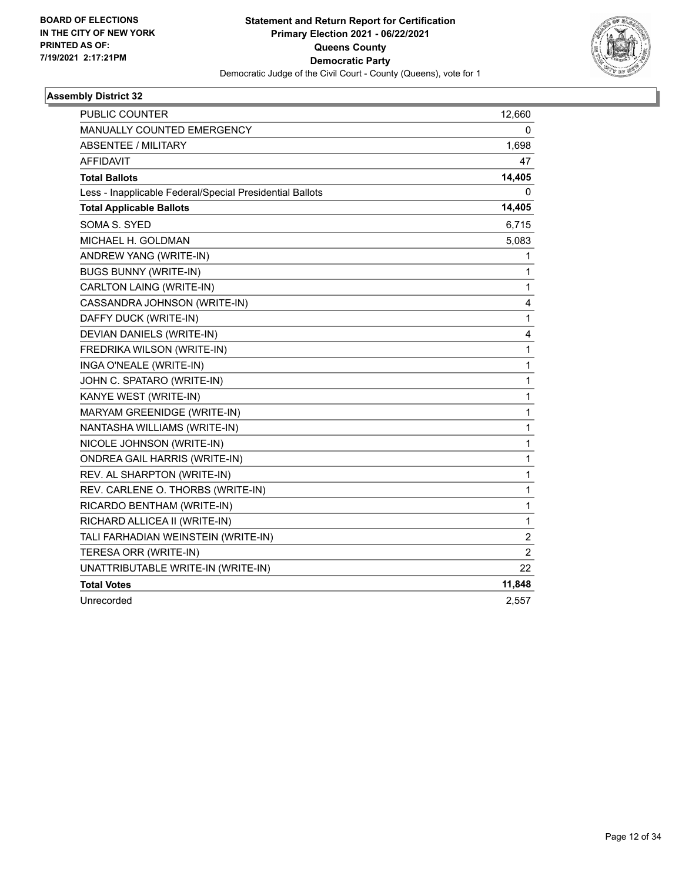**BOARD OF ELECTIONS IN THE CITY OF NEW YORK PRINTED AS OF: 7/19/2021 2:17:21PM**

**Statement and Return Report for Certification Primary Election 2021 - 06/22/2021 Queens County Democratic Party**
Democratic Judge of the Civil Court - County (Queens), vote for 1

### Assembly District 32

| | |
|---|---|
| PUBLIC COUNTER | 12,660 |
| MANUALLY COUNTED EMERGENCY | 0 |
| ABSENTEE / MILITARY | 1,698 |
| AFFIDAVIT | 47 |
| **Total Ballots** | **14,405** |
| Less - Inapplicable Federal/Special Presidential Ballots | 0 |
| **Total Applicable Ballots** | **14,405** |
| SOMA S. SYED | 6,715 |
| MICHAEL H. GOLDMAN | 5,083 |
| ANDREW YANG (WRITE-IN) | 1 |
| BUGS BUNNY (WRITE-IN) | 1 |
| CARLTON LAING (WRITE-IN) | 1 |
| CASSANDRA JOHNSON (WRITE-IN) | 4 |
| DAFFY DUCK (WRITE-IN) | 1 |
| DEVIAN DANIELS (WRITE-IN) | 4 |
| FREDRIKA WILSON (WRITE-IN) | 1 |
| INGA O'NEALE (WRITE-IN) | 1 |
| JOHN C. SPATARO (WRITE-IN) | 1 |
| KANYE WEST (WRITE-IN) | 1 |
| MARYAM GREENIDGE (WRITE-IN) | 1 |
| NANTASHA WILLIAMS (WRITE-IN) | 1 |
| NICOLE JOHNSON (WRITE-IN) | 1 |
| ONDREA GAIL HARRIS (WRITE-IN) | 1 |
| REV. AL SHARPTON (WRITE-IN) | 1 |
| REV. CARLENE O. THORBS (WRITE-IN) | 1 |
| RICARDO BENTHAM (WRITE-IN) | 1 |
| RICHARD ALLICEA II (WRITE-IN) | 1 |
| TALI FARHADIAN WEINSTEIN (WRITE-IN) | 2 |
| TERESA ORR (WRITE-IN) | 2 |
| UNATTRIBUTABLE WRITE-IN (WRITE-IN) | 22 |
| **Total Votes** | **11,848** |
| Unrecorded | 2,557 |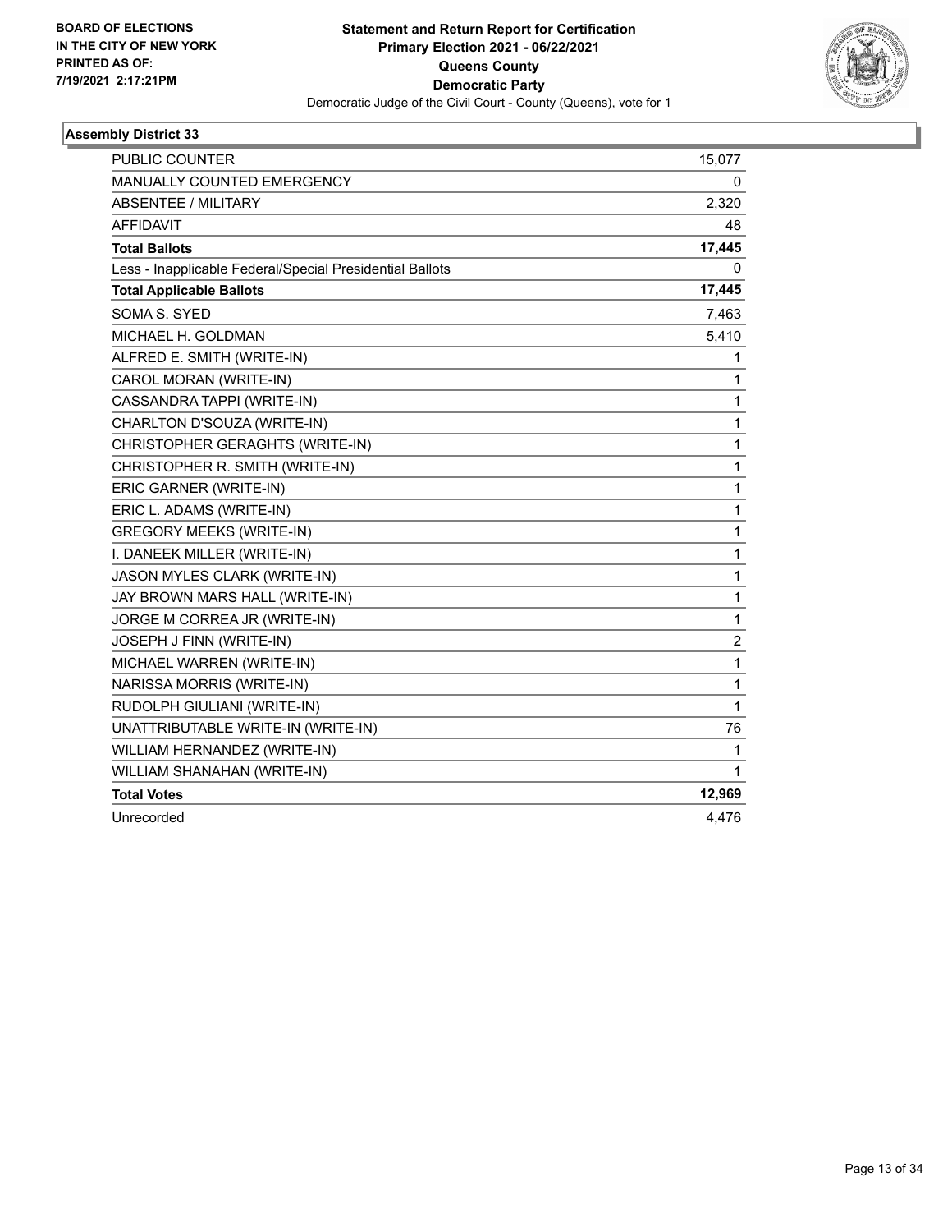**BOARD OF ELECTIONS IN THE CITY OF NEW YORK PRINTED AS OF: 7/19/2021 2:17:21PM**

**Statement and Return Report for Certification Primary Election 2021 - 06/22/2021 Queens County Democratic Party**

Democratic Judge of the Civil Court - County (Queens), vote for 1

### Assembly District 33

| | |
|---|---|
| PUBLIC COUNTER | 15,077 |
| MANUALLY COUNTED EMERGENCY | 0 |
| ABSENTEE / MILITARY | 2,320 |
| AFFIDAVIT | 48 |
| **Total Ballots** | **17,445** |
| Less - Inapplicable Federal/Special Presidential Ballots | 0 |
| **Total Applicable Ballots** | **17,445** |
| SOMA S. SYED | 7,463 |
| MICHAEL H. GOLDMAN | 5,410 |
| ALFRED E. SMITH (WRITE-IN) | 1 |
| CAROL MORAN (WRITE-IN) | 1 |
| CASSANDRA TAPPI (WRITE-IN) | 1 |
| CHARLTON D'SOUZA (WRITE-IN) | 1 |
| CHRISTOPHER GERAGHTS (WRITE-IN) | 1 |
| CHRISTOPHER R. SMITH (WRITE-IN) | 1 |
| ERIC GARNER (WRITE-IN) | 1 |
| ERIC L. ADAMS (WRITE-IN) | 1 |
| GREGORY MEEKS (WRITE-IN) | 1 |
| I. DANEEK MILLER (WRITE-IN) | 1 |
| JASON MYLES CLARK (WRITE-IN) | 1 |
| JAY BROWN MARS HALL (WRITE-IN) | 1 |
| JORGE M CORREA JR (WRITE-IN) | 1 |
| JOSEPH J FINN (WRITE-IN) | 2 |
| MICHAEL WARREN (WRITE-IN) | 1 |
| NARISSA MORRIS (WRITE-IN) | 1 |
| RUDOLPH GIULIANI (WRITE-IN) | 1 |
| UNATTRIBUTABLE WRITE-IN (WRITE-IN) | 76 |
| WILLIAM HERNANDEZ (WRITE-IN) | 1 |
| WILLIAM SHANAHAN (WRITE-IN) | 1 |
| **Total Votes** | **12,969** |
| Unrecorded | 4,476 |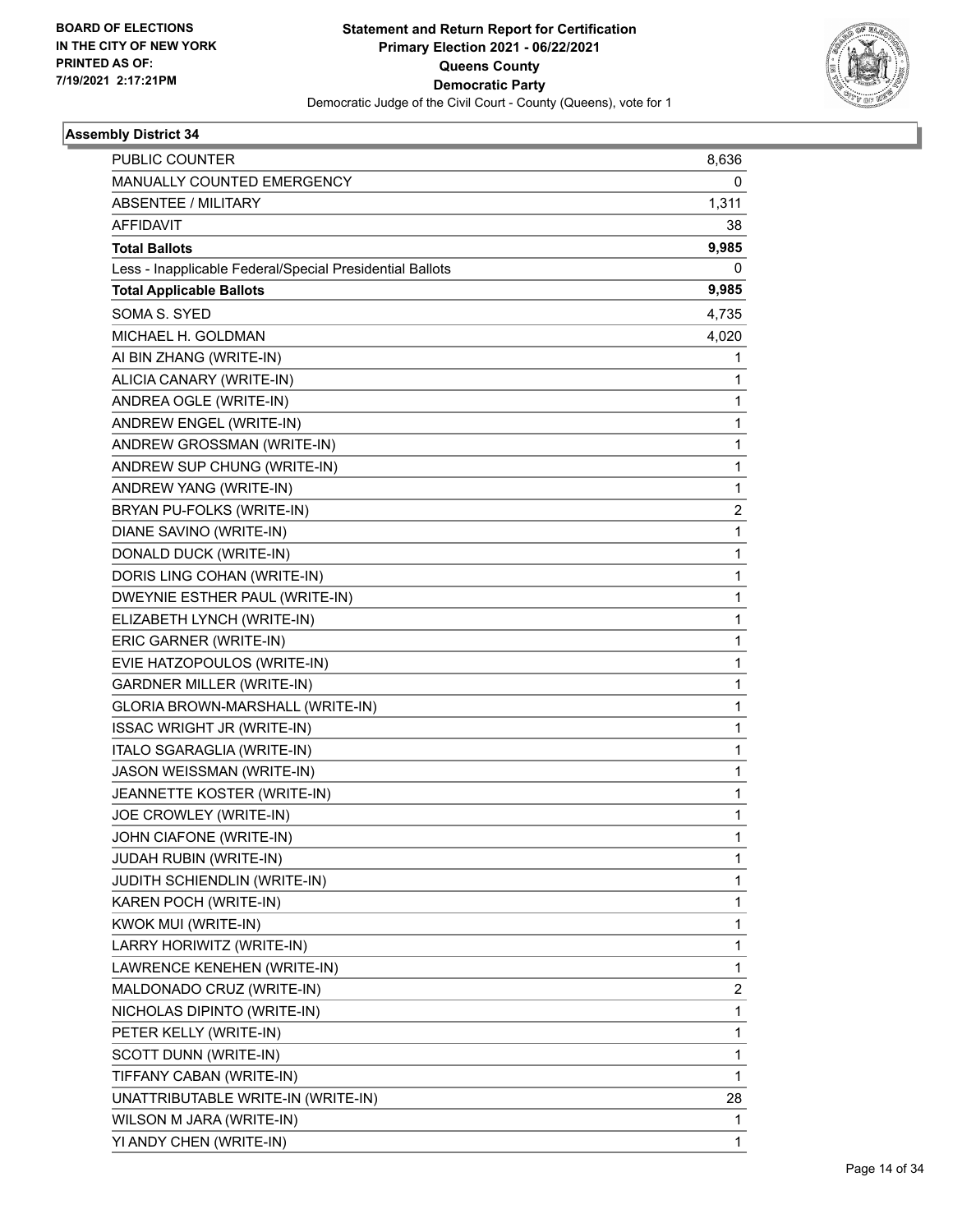BOARD OF ELECTIONS
IN THE CITY OF NEW YORK
PRINTED AS OF:
7/19/2021 2:17:21PM

**Statement and Return Report for Certification**
**Primary Election 2021 - 06/22/2021**
**Queens County**
**Democratic Party**
Democratic Judge of the Civil Court - County (Queens), vote for 1

### Assembly District 34

| | |
|---|---|
| PUBLIC COUNTER | 8,636 |
| MANUALLY COUNTED EMERGENCY | 0 |
| ABSENTEE / MILITARY | 1,311 |
| AFFIDAVIT | 38 |
| **Total Ballots** | **9,985** |
| Less - Inapplicable Federal/Special Presidential Ballots | 0 |
| **Total Applicable Ballots** | **9,985** |
| SOMA S. SYED | 4,735 |
| MICHAEL H. GOLDMAN | 4,020 |
| AI BIN ZHANG (WRITE-IN) | 1 |
| ALICIA CANARY (WRITE-IN) | 1 |
| ANDREA OGLE (WRITE-IN) | 1 |
| ANDREW ENGEL (WRITE-IN) | 1 |
| ANDREW GROSSMAN (WRITE-IN) | 1 |
| ANDREW SUP CHUNG (WRITE-IN) | 1 |
| ANDREW YANG (WRITE-IN) | 1 |
| BRYAN PU-FOLKS (WRITE-IN) | 2 |
| DIANE SAVINO (WRITE-IN) | 1 |
| DONALD DUCK (WRITE-IN) | 1 |
| DORIS LING COHAN (WRITE-IN) | 1 |
| DWEYNIE ESTHER PAUL (WRITE-IN) | 1 |
| ELIZABETH LYNCH (WRITE-IN) | 1 |
| ERIC GARNER (WRITE-IN) | 1 |
| EVIE HATZOPOULOS (WRITE-IN) | 1 |
| GARDNER MILLER (WRITE-IN) | 1 |
| GLORIA BROWN-MARSHALL (WRITE-IN) | 1 |
| ISSAC WRIGHT JR (WRITE-IN) | 1 |
| ITALO SGARAGLIA (WRITE-IN) | 1 |
| JASON WEISSMAN (WRITE-IN) | 1 |
| JEANNETTE KOSTER (WRITE-IN) | 1 |
| JOE CROWLEY (WRITE-IN) | 1 |
| JOHN CIAFONE (WRITE-IN) | 1 |
| JUDAH RUBIN (WRITE-IN) | 1 |
| JUDITH SCHIENDLIN (WRITE-IN) | 1 |
| KAREN POCH (WRITE-IN) | 1 |
| KWOK MUI (WRITE-IN) | 1 |
| LARRY HORIWITZ (WRITE-IN) | 1 |
| LAWRENCE KENEHEN (WRITE-IN) | 1 |
| MALDONADO CRUZ (WRITE-IN) | 2 |
| NICHOLAS DIPINTO (WRITE-IN) | 1 |
| PETER KELLY (WRITE-IN) | 1 |
| SCOTT DUNN (WRITE-IN) | 1 |
| TIFFANY CABAN (WRITE-IN) | 1 |
| UNATTRIBUTABLE WRITE-IN (WRITE-IN) | 28 |
| WILSON M JARA (WRITE-IN) | 1 |
| YI ANDY CHEN (WRITE-IN) | 1 |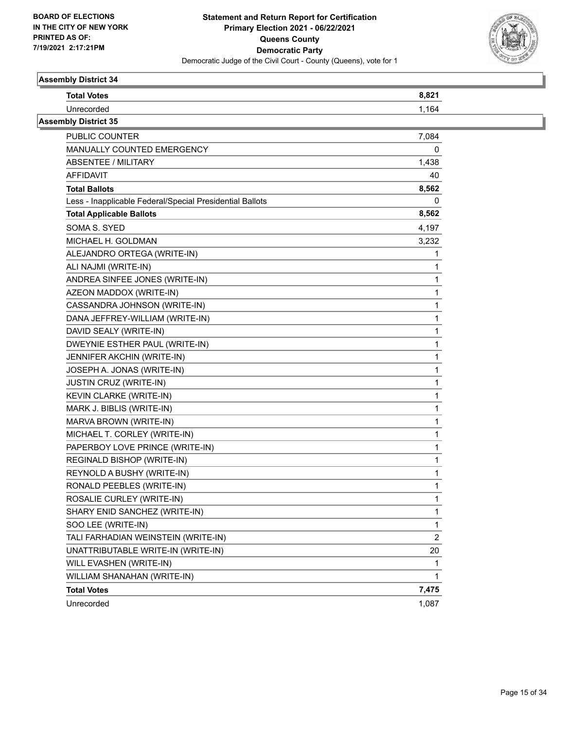**Assembly District 34**

| | |
|---|---|
| **Total Votes** | **8,821** |
| Unrecorded | 1,164 |

**Assembly District 35**

| | |
|---|---|
| PUBLIC COUNTER | 7,084 |
| MANUALLY COUNTED EMERGENCY | 0 |
| ABSENTEE / MILITARY | 1,438 |
| AFFIDAVIT | 40 |
| **Total Ballots** | **8,562** |
| Less - Inapplicable Federal/Special Presidential Ballots | 0 |
| **Total Applicable Ballots** | **8,562** |
| SOMA S. SYED | 4,197 |
| MICHAEL H. GOLDMAN | 3,232 |
| ALEJANDRO ORTEGA (WRITE-IN) | 1 |
| ALI NAJMI (WRITE-IN) | 1 |
| ANDREA SINFEE JONES (WRITE-IN) | 1 |
| AZEON MADDOX (WRITE-IN) | 1 |
| CASSANDRA JOHNSON (WRITE-IN) | 1 |
| DANA JEFFREY-WILLIAM (WRITE-IN) | 1 |
| DAVID SEALY (WRITE-IN) | 1 |
| DWEYNIE ESTHER PAUL (WRITE-IN) | 1 |
| JENNIFER AKCHIN (WRITE-IN) | 1 |
| JOSEPH A. JONAS (WRITE-IN) | 1 |
| JUSTIN CRUZ (WRITE-IN) | 1 |
| KEVIN CLARKE (WRITE-IN) | 1 |
| MARK J. BIBLIS (WRITE-IN) | 1 |
| MARVA BROWN (WRITE-IN) | 1 |
| MICHAEL T. CORLEY (WRITE-IN) | 1 |
| PAPERBOY LOVE PRINCE (WRITE-IN) | 1 |
| REGINALD BISHOP (WRITE-IN) | 1 |
| REYNOLD A BUSHY (WRITE-IN) | 1 |
| RONALD PEEBLES (WRITE-IN) | 1 |
| ROSALIE CURLEY (WRITE-IN) | 1 |
| SHARY ENID SANCHEZ (WRITE-IN) | 1 |
| SOO LEE (WRITE-IN) | 1 |
| TALI FARHADIAN WEINSTEIN (WRITE-IN) | 2 |
| UNATTRIBUTABLE WRITE-IN (WRITE-IN) | 20 |
| WILL EVASHEN (WRITE-IN) | 1 |
| WILLIAM SHANAHAN (WRITE-IN) | 1 |
| **Total Votes** | **7,475** |
| Unrecorded | 1,087 |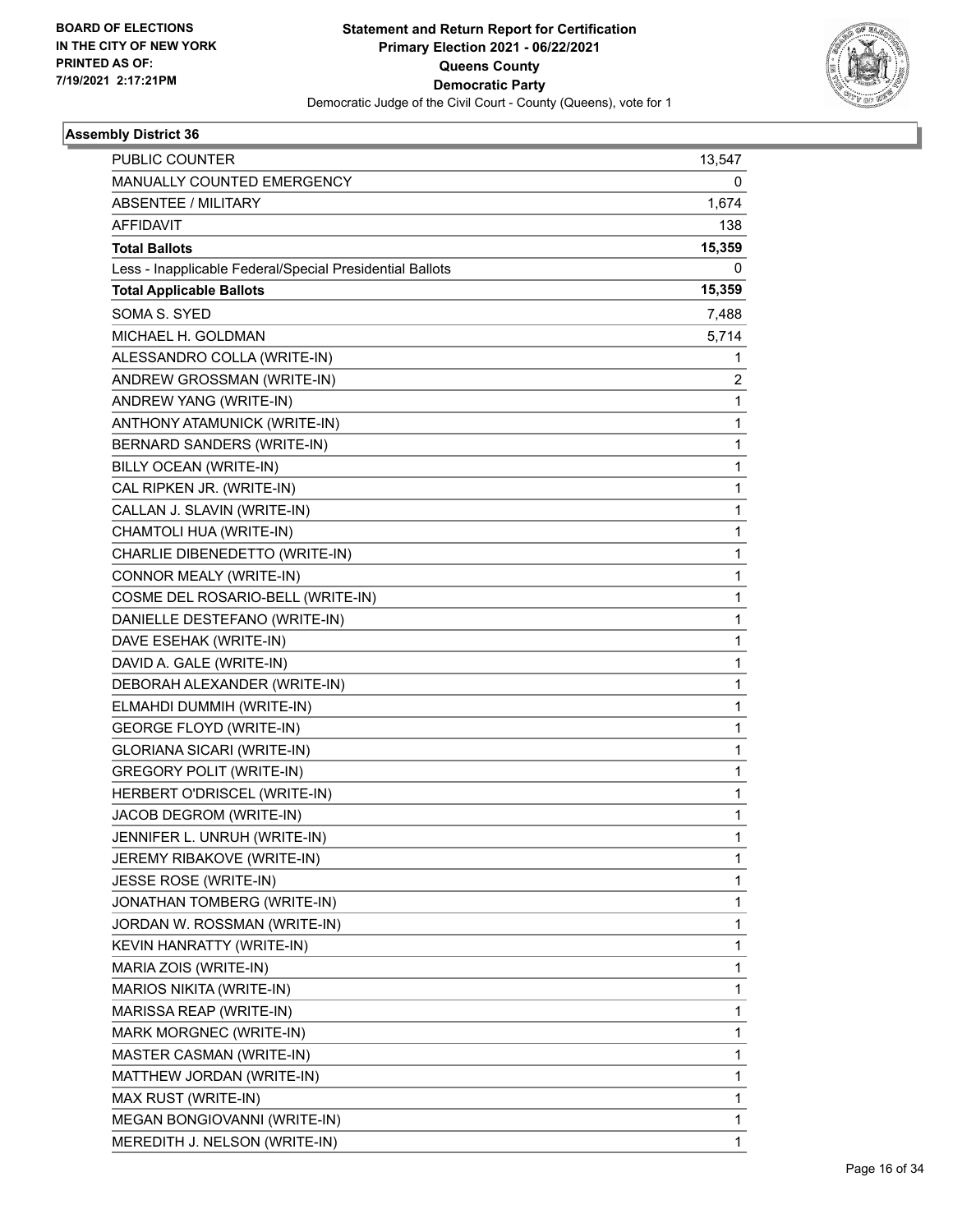**Statement and Return Report for Certification**
**Primary Election 2021 - 06/22/2021**
**Queens County**
**Democratic Party**
Democratic Judge of the Civil Court - County (Queens), vote for 1

BOARD OF ELECTIONS IN THE CITY OF NEW YORK PRINTED AS OF: 7/19/2021 2:17:21PM

## Assembly District 36

| | |
|---|---|
| PUBLIC COUNTER | 13,547 |
| MANUALLY COUNTED EMERGENCY | 0 |
| ABSENTEE / MILITARY | 1,674 |
| AFFIDAVIT | 138 |
| **Total Ballots** | **15,359** |
| Less - Inapplicable Federal/Special Presidential Ballots | 0 |
| **Total Applicable Ballots** | **15,359** |
| SOMA S. SYED | 7,488 |
| MICHAEL H. GOLDMAN | 5,714 |
| ALESSANDRO COLLA (WRITE-IN) | 1 |
| ANDREW GROSSMAN (WRITE-IN) | 2 |
| ANDREW YANG (WRITE-IN) | 1 |
| ANTHONY ATAMUNICK (WRITE-IN) | 1 |
| BERNARD SANDERS (WRITE-IN) | 1 |
| BILLY OCEAN (WRITE-IN) | 1 |
| CAL RIPKEN JR. (WRITE-IN) | 1 |
| CALLAN J. SLAVIN (WRITE-IN) | 1 |
| CHAMTOLI HUA (WRITE-IN) | 1 |
| CHARLIE DIBENEDETTO (WRITE-IN) | 1 |
| CONNOR MEALY (WRITE-IN) | 1 |
| COSME DEL ROSARIO-BELL (WRITE-IN) | 1 |
| DANIELLE DESTEFANO (WRITE-IN) | 1 |
| DAVE ESEHAK (WRITE-IN) | 1 |
| DAVID A. GALE (WRITE-IN) | 1 |
| DEBORAH ALEXANDER (WRITE-IN) | 1 |
| ELMAHDI DUMMIH (WRITE-IN) | 1 |
| GEORGE FLOYD (WRITE-IN) | 1 |
| GLORIANA SICARI (WRITE-IN) | 1 |
| GREGORY POLIT (WRITE-IN) | 1 |
| HERBERT O'DRISCEL (WRITE-IN) | 1 |
| JACOB DEGROM (WRITE-IN) | 1 |
| JENNIFER L. UNRUH (WRITE-IN) | 1 |
| JEREMY RIBAKOVE (WRITE-IN) | 1 |
| JESSE ROSE (WRITE-IN) | 1 |
| JONATHAN TOMBERG (WRITE-IN) | 1 |
| JORDAN W. ROSSMAN (WRITE-IN) | 1 |
| KEVIN HANRATTY (WRITE-IN) | 1 |
| MARIA ZOIS (WRITE-IN) | 1 |
| MARIOS NIKITA (WRITE-IN) | 1 |
| MARISSA REAP (WRITE-IN) | 1 |
| MARK MORGNEC (WRITE-IN) | 1 |
| MASTER CASMAN (WRITE-IN) | 1 |
| MATTHEW JORDAN (WRITE-IN) | 1 |
| MAX RUST (WRITE-IN) | 1 |
| MEGAN BONGIOVANNI (WRITE-IN) | 1 |
| MEREDITH J. NELSON (WRITE-IN) | 1 |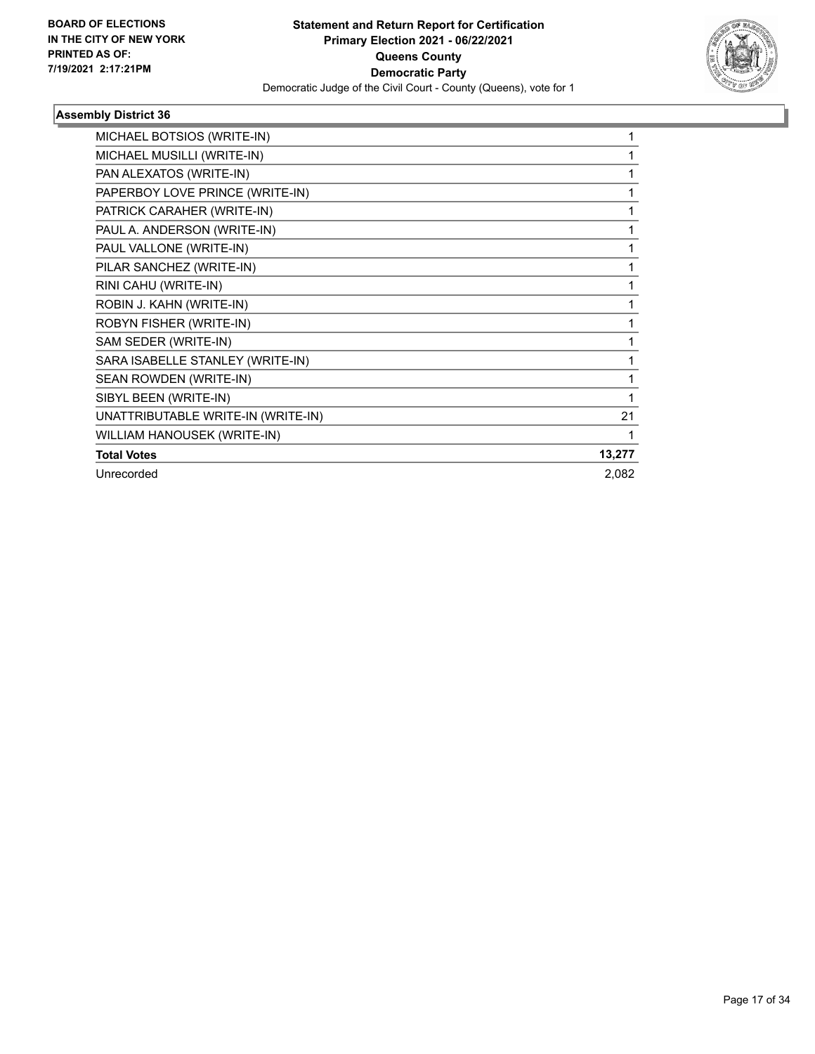### Assembly District 36

| Candidate | Votes |
|---|---|
| MICHAEL BOTSIOS (WRITE-IN) | 1 |
| MICHAEL MUSILLI (WRITE-IN) | 1 |
| PAN ALEXATOS (WRITE-IN) | 1 |
| PAPERBOY LOVE PRINCE (WRITE-IN) | 1 |
| PATRICK CARAHER (WRITE-IN) | 1 |
| PAUL A. ANDERSON (WRITE-IN) | 1 |
| PAUL VALLONE (WRITE-IN) | 1 |
| PILAR SANCHEZ (WRITE-IN) | 1 |
| RINI CAHU (WRITE-IN) | 1 |
| ROBIN J. KAHN (WRITE-IN) | 1 |
| ROBYN FISHER (WRITE-IN) | 1 |
| SAM SEDER (WRITE-IN) | 1 |
| SARA ISABELLE STANLEY (WRITE-IN) | 1 |
| SEAN ROWDEN (WRITE-IN) | 1 |
| SIBYL BEEN (WRITE-IN) | 1 |
| UNATTRIBUTABLE WRITE-IN (WRITE-IN) | 21 |
| WILLIAM HANOUSEK (WRITE-IN) | 1 |
| **Total Votes** | **13,277** |
| Unrecorded | 2,082 |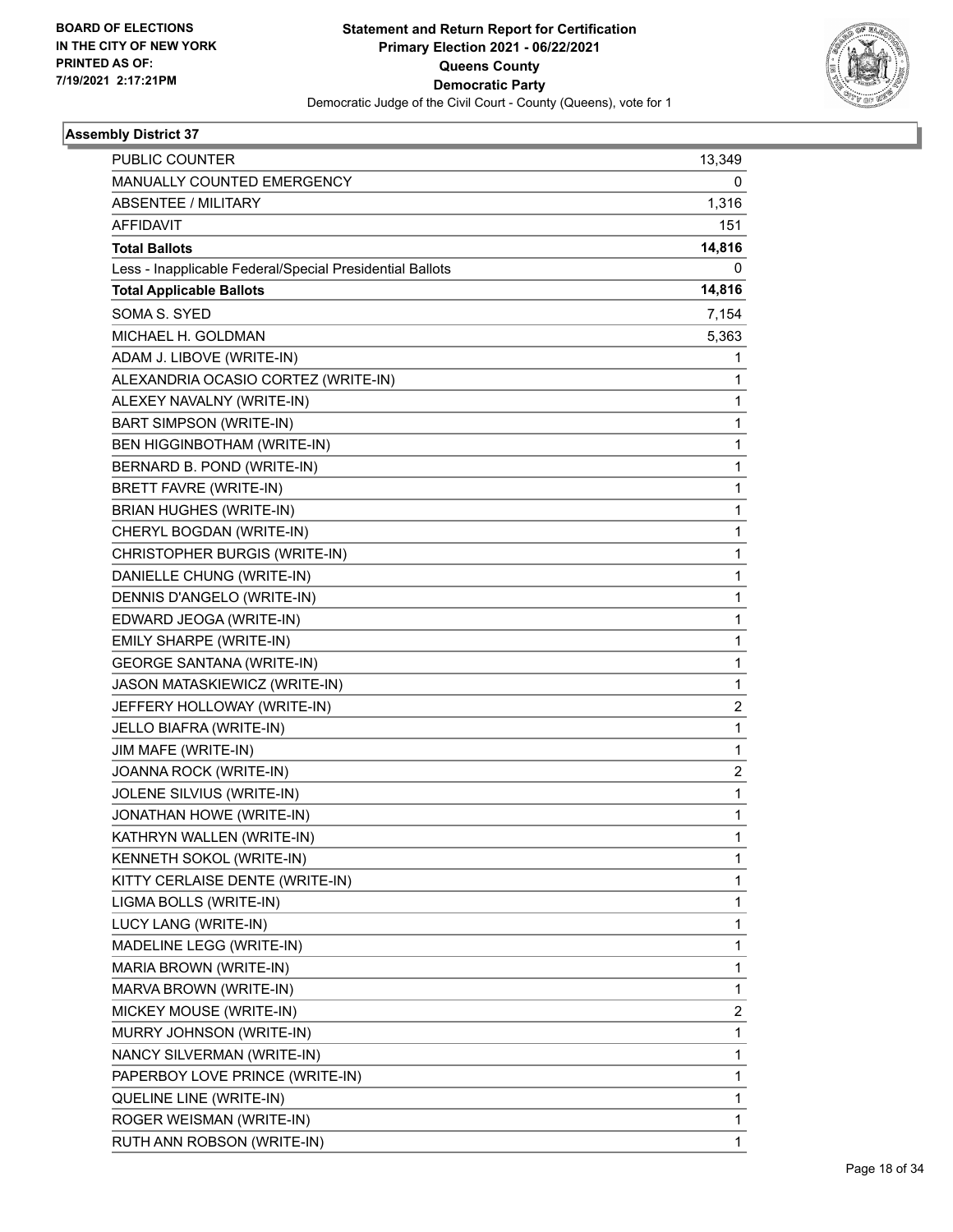**BOARD OF ELECTIONS IN THE CITY OF NEW YORK PRINTED AS OF: 7/19/2021 2:17:21PM**

**Statement and Return Report for Certification Primary Election 2021 - 06/22/2021 Queens County Democratic Party**

Democratic Judge of the Civil Court - County (Queens), vote for 1

**Assembly District 37**

| | |
|---|---|
| PUBLIC COUNTER | 13,349 |
| MANUALLY COUNTED EMERGENCY | 0 |
| ABSENTEE / MILITARY | 1,316 |
| AFFIDAVIT | 151 |
| **Total Ballots** | **14,816** |
| Less - Inapplicable Federal/Special Presidential Ballots | 0 |
| **Total Applicable Ballots** | **14,816** |
| SOMA S. SYED | 7,154 |
| MICHAEL H. GOLDMAN | 5,363 |
| ADAM J. LIBOVE (WRITE-IN) | 1 |
| ALEXANDRIA OCASIO CORTEZ (WRITE-IN) | 1 |
| ALEXEY NAVALNY (WRITE-IN) | 1 |
| BART SIMPSON (WRITE-IN) | 1 |
| BEN HIGGINBOTHAM (WRITE-IN) | 1 |
| BERNARD B. POND (WRITE-IN) | 1 |
| BRETT FAVRE (WRITE-IN) | 1 |
| BRIAN HUGHES (WRITE-IN) | 1 |
| CHERYL BOGDAN (WRITE-IN) | 1 |
| CHRISTOPHER BURGIS (WRITE-IN) | 1 |
| DANIELLE CHUNG (WRITE-IN) | 1 |
| DENNIS D'ANGELO (WRITE-IN) | 1 |
| EDWARD JEOGA (WRITE-IN) | 1 |
| EMILY SHARPE (WRITE-IN) | 1 |
| GEORGE SANTANA (WRITE-IN) | 1 |
| JASON MATASKIEWICZ (WRITE-IN) | 1 |
| JEFFERY HOLLOWAY (WRITE-IN) | 2 |
| JELLO BIAFRA (WRITE-IN) | 1 |
| JIM MAFE (WRITE-IN) | 1 |
| JOANNA ROCK (WRITE-IN) | 2 |
| JOLENE SILVIUS (WRITE-IN) | 1 |
| JONATHAN HOWE (WRITE-IN) | 1 |
| KATHRYN WALLEN (WRITE-IN) | 1 |
| KENNETH SOKOL (WRITE-IN) | 1 |
| KITTY CERLAISE DENTE (WRITE-IN) | 1 |
| LIGMA BOLLS (WRITE-IN) | 1 |
| LUCY LANG (WRITE-IN) | 1 |
| MADELINE LEGG (WRITE-IN) | 1 |
| MARIA BROWN (WRITE-IN) | 1 |
| MARVA BROWN (WRITE-IN) | 1 |
| MICKEY MOUSE (WRITE-IN) | 2 |
| MURRY JOHNSON (WRITE-IN) | 1 |
| NANCY SILVERMAN (WRITE-IN) | 1 |
| PAPERBOY LOVE PRINCE (WRITE-IN) | 1 |
| QUELINE LINE (WRITE-IN) | 1 |
| ROGER WEISMAN (WRITE-IN) | 1 |
| RUTH ANN ROBSON (WRITE-IN) | 1 |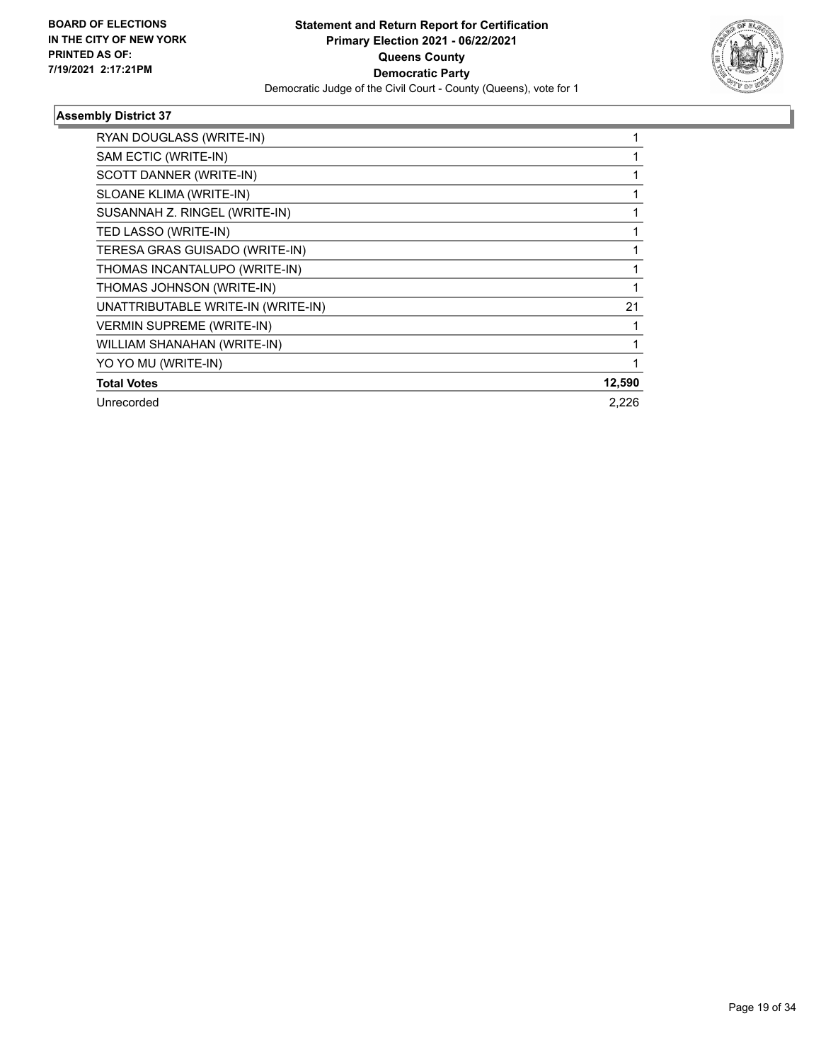**BOARD OF ELECTIONS IN THE CITY OF NEW YORK PRINTED AS OF: 7/19/2021 2:17:21PM**

**Statement and Return Report for Certification Primary Election 2021 - 06/22/2021 Queens County Democratic Party**

Democratic Judge of the Civil Court - County (Queens), vote for 1

### Assembly District 37

| Candidate | Votes |
|---|---|
| RYAN DOUGLASS (WRITE-IN) | 1 |
| SAM ECTIC (WRITE-IN) | 1 |
| SCOTT DANNER (WRITE-IN) | 1 |
| SLOANE KLIMA (WRITE-IN) | 1 |
| SUSANNAH Z. RINGEL (WRITE-IN) | 1 |
| TED LASSO (WRITE-IN) | 1 |
| TERESA GRAS GUISADO (WRITE-IN) | 1 |
| THOMAS INCANTALUPO (WRITE-IN) | 1 |
| THOMAS JOHNSON (WRITE-IN) | 1 |
| UNATTRIBUTABLE WRITE-IN (WRITE-IN) | 21 |
| VERMIN SUPREME (WRITE-IN) | 1 |
| WILLIAM SHANAHAN (WRITE-IN) | 1 |
| YO YO MU (WRITE-IN) | 1 |
| **Total Votes** | **12,590** |
| Unrecorded | 2,226 |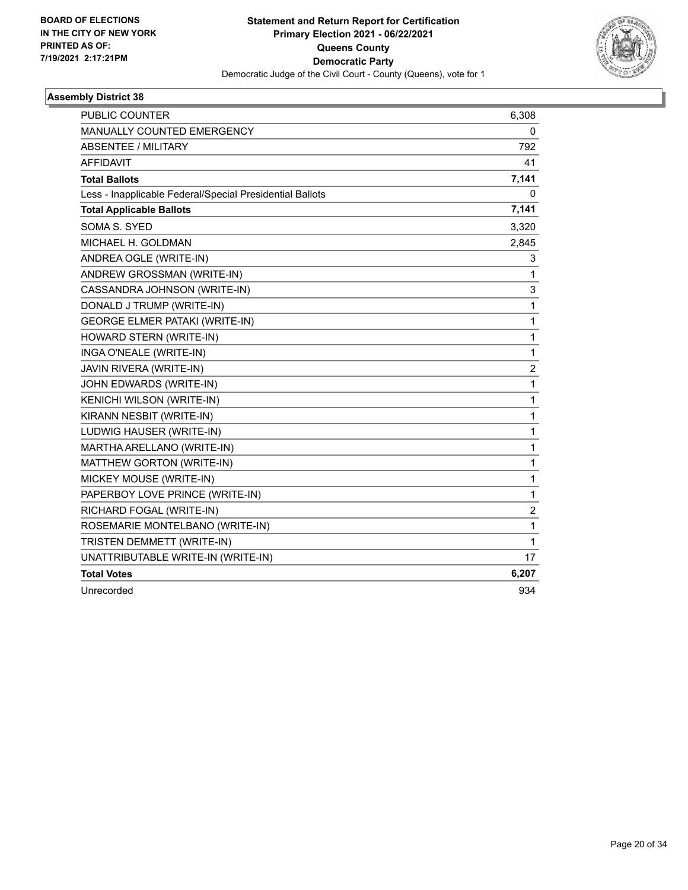BOARD OF ELECTIONS
IN THE CITY OF NEW YORK
PRINTED AS OF:
7/19/2021 2:17:21PM

**Statement and Return Report for Certification**
**Primary Election 2021 - 06/22/2021**
**Queens County**
**Democratic Party**
Democratic Judge of the Civil Court - County (Queens), vote for 1

## Assembly District 38

| | |
|---|---|
| PUBLIC COUNTER | 6,308 |
| MANUALLY COUNTED EMERGENCY | 0 |
| ABSENTEE / MILITARY | 792 |
| AFFIDAVIT | 41 |
| **Total Ballots** | **7,141** |
| Less - Inapplicable Federal/Special Presidential Ballots | 0 |
| **Total Applicable Ballots** | **7,141** |
| SOMA S. SYED | 3,320 |
| MICHAEL H. GOLDMAN | 2,845 |
| ANDREA OGLE (WRITE-IN) | 3 |
| ANDREW GROSSMAN (WRITE-IN) | 1 |
| CASSANDRA JOHNSON (WRITE-IN) | 3 |
| DONALD J TRUMP (WRITE-IN) | 1 |
| GEORGE ELMER PATAKI (WRITE-IN) | 1 |
| HOWARD STERN (WRITE-IN) | 1 |
| INGA O'NEALE (WRITE-IN) | 1 |
| JAVIN RIVERA (WRITE-IN) | 2 |
| JOHN EDWARDS (WRITE-IN) | 1 |
| KENICHI WILSON (WRITE-IN) | 1 |
| KIRANN NESBIT (WRITE-IN) | 1 |
| LUDWIG HAUSER (WRITE-IN) | 1 |
| MARTHA ARELLANO (WRITE-IN) | 1 |
| MATTHEW GORTON (WRITE-IN) | 1 |
| MICKEY MOUSE (WRITE-IN) | 1 |
| PAPERBOY LOVE PRINCE (WRITE-IN) | 1 |
| RICHARD FOGAL (WRITE-IN) | 2 |
| ROSEMARIE MONTELBANO (WRITE-IN) | 1 |
| TRISTEN DEMMETT (WRITE-IN) | 1 |
| UNATTRIBUTABLE WRITE-IN (WRITE-IN) | 17 |
| **Total Votes** | **6,207** |
| Unrecorded | 934 |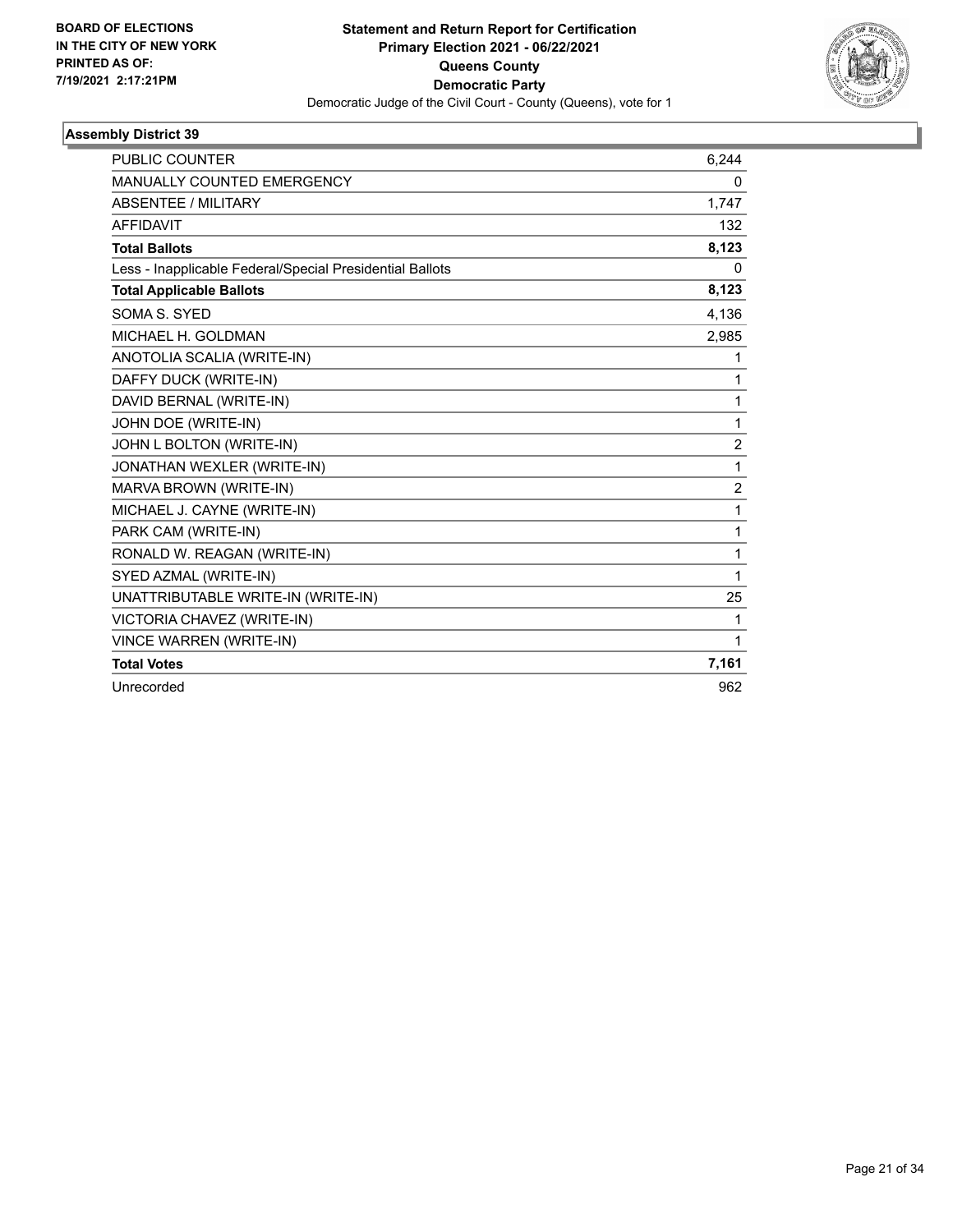BOARD OF ELECTIONS
IN THE CITY OF NEW YORK
PRINTED AS OF:
7/19/2021 2:17:21PM

**Statement and Return Report for Certification**
**Primary Election 2021 - 06/22/2021**
**Queens County**
**Democratic Party**
Democratic Judge of the Civil Court - County (Queens), vote for 1

### Assembly District 39

| | |
|---|---|
| PUBLIC COUNTER | 6,244 |
| MANUALLY COUNTED EMERGENCY | 0 |
| ABSENTEE / MILITARY | 1,747 |
| AFFIDAVIT | 132 |
| **Total Ballots** | **8,123** |
| Less - Inapplicable Federal/Special Presidential Ballots | 0 |
| **Total Applicable Ballots** | **8,123** |
| SOMA S. SYED | 4,136 |
| MICHAEL H. GOLDMAN | 2,985 |
| ANOTOLIA SCALIA (WRITE-IN) | 1 |
| DAFFY DUCK (WRITE-IN) | 1 |
| DAVID BERNAL (WRITE-IN) | 1 |
| JOHN DOE (WRITE-IN) | 1 |
| JOHN L BOLTON (WRITE-IN) | 2 |
| JONATHAN WEXLER (WRITE-IN) | 1 |
| MARVA BROWN (WRITE-IN) | 2 |
| MICHAEL J. CAYNE (WRITE-IN) | 1 |
| PARK CAM (WRITE-IN) | 1 |
| RONALD W. REAGAN (WRITE-IN) | 1 |
| SYED AZMAL (WRITE-IN) | 1 |
| UNATTRIBUTABLE WRITE-IN (WRITE-IN) | 25 |
| VICTORIA CHAVEZ (WRITE-IN) | 1 |
| VINCE WARREN (WRITE-IN) | 1 |
| **Total Votes** | **7,161** |
| Unrecorded | 962 |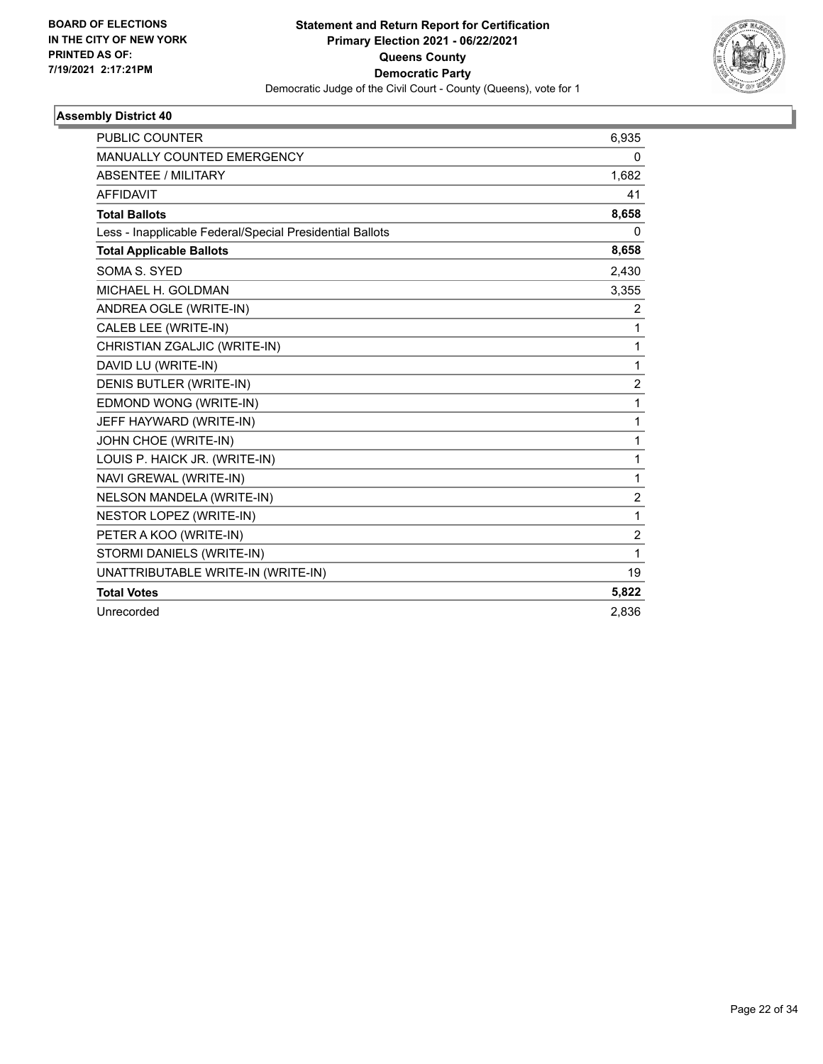**BOARD OF ELECTIONS IN THE CITY OF NEW YORK PRINTED AS OF: 7/19/2021 2:17:21PM**

**Statement and Return Report for Certification Primary Election 2021 - 06/22/2021 Queens County Democratic Party**

Democratic Judge of the Civil Court - County (Queens), vote for 1

### Assembly District 40

| | |
|---|---|
| PUBLIC COUNTER | 6,935 |
| MANUALLY COUNTED EMERGENCY | 0 |
| ABSENTEE / MILITARY | 1,682 |
| AFFIDAVIT | 41 |
| **Total Ballots** | **8,658** |
| Less - Inapplicable Federal/Special Presidential Ballots | 0 |
| **Total Applicable Ballots** | **8,658** |
| SOMA S. SYED | 2,430 |
| MICHAEL H. GOLDMAN | 3,355 |
| ANDREA OGLE (WRITE-IN) | 2 |
| CALEB LEE (WRITE-IN) | 1 |
| CHRISTIAN ZGALJIC (WRITE-IN) | 1 |
| DAVID LU (WRITE-IN) | 1 |
| DENIS BUTLER (WRITE-IN) | 2 |
| EDMOND WONG (WRITE-IN) | 1 |
| JEFF HAYWARD (WRITE-IN) | 1 |
| JOHN CHOE (WRITE-IN) | 1 |
| LOUIS P. HAICK JR. (WRITE-IN) | 1 |
| NAVI GREWAL (WRITE-IN) | 1 |
| NELSON MANDELA (WRITE-IN) | 2 |
| NESTOR LOPEZ (WRITE-IN) | 1 |
| PETER A KOO (WRITE-IN) | 2 |
| STORMI DANIELS (WRITE-IN) | 1 |
| UNATTRIBUTABLE WRITE-IN (WRITE-IN) | 19 |
| **Total Votes** | **5,822** |
| Unrecorded | 2,836 |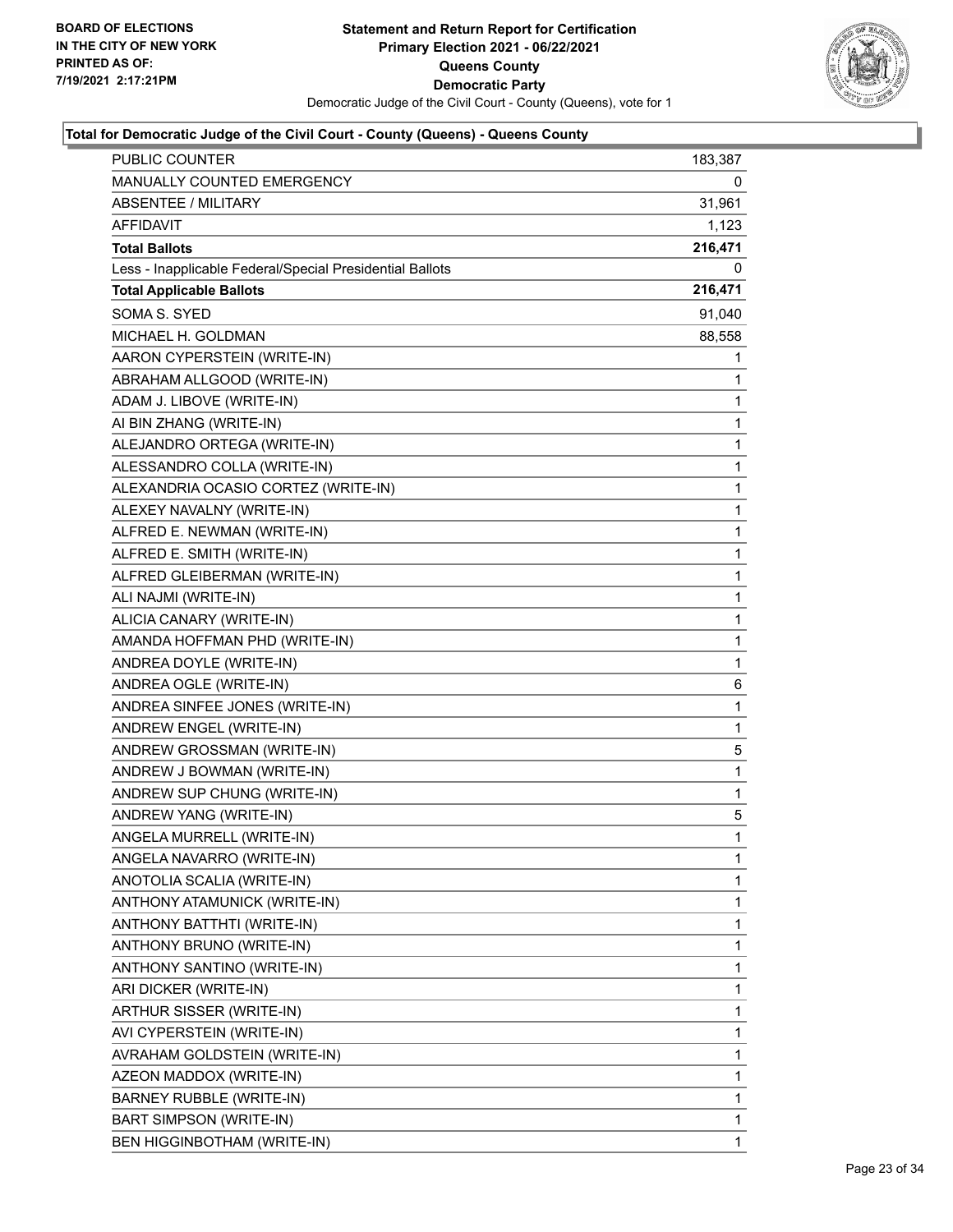**Total for Democratic Judge of the Civil Court - County (Queens) - Queens County**

| | |
|---|---|
| PUBLIC COUNTER | 183,387 |
| MANUALLY COUNTED EMERGENCY | 0 |
| ABSENTEE / MILITARY | 31,961 |
| AFFIDAVIT | 1,123 |
| **Total Ballots** | **216,471** |
| Less - Inapplicable Federal/Special Presidential Ballots | 0 |
| **Total Applicable Ballots** | **216,471** |
| SOMA S. SYED | 91,040 |
| MICHAEL H. GOLDMAN | 88,558 |
| AARON CYPERSTEIN (WRITE-IN) | 1 |
| ABRAHAM ALLGOOD (WRITE-IN) | 1 |
| ADAM J. LIBOVE (WRITE-IN) | 1 |
| AI BIN ZHANG (WRITE-IN) | 1 |
| ALEJANDRO ORTEGA (WRITE-IN) | 1 |
| ALESSANDRO COLLA (WRITE-IN) | 1 |
| ALEXANDRIA OCASIO CORTEZ (WRITE-IN) | 1 |
| ALEXEY NAVALNY (WRITE-IN) | 1 |
| ALFRED E. NEWMAN (WRITE-IN) | 1 |
| ALFRED E. SMITH (WRITE-IN) | 1 |
| ALFRED GLEIBERMAN (WRITE-IN) | 1 |
| ALI NAJMI (WRITE-IN) | 1 |
| ALICIA CANARY (WRITE-IN) | 1 |
| AMANDA HOFFMAN PHD (WRITE-IN) | 1 |
| ANDREA DOYLE (WRITE-IN) | 1 |
| ANDREA OGLE (WRITE-IN) | 6 |
| ANDREA SINFEE JONES (WRITE-IN) | 1 |
| ANDREW ENGEL (WRITE-IN) | 1 |
| ANDREW GROSSMAN (WRITE-IN) | 5 |
| ANDREW J BOWMAN (WRITE-IN) | 1 |
| ANDREW SUP CHUNG (WRITE-IN) | 1 |
| ANDREW YANG (WRITE-IN) | 5 |
| ANGELA MURRELL (WRITE-IN) | 1 |
| ANGELA NAVARRO (WRITE-IN) | 1 |
| ANOTOLIA SCALIA (WRITE-IN) | 1 |
| ANTHONY ATAMUNICK (WRITE-IN) | 1 |
| ANTHONY BATTHTI (WRITE-IN) | 1 |
| ANTHONY BRUNO (WRITE-IN) | 1 |
| ANTHONY SANTINO (WRITE-IN) | 1 |
| ARI DICKER (WRITE-IN) | 1 |
| ARTHUR SISSER (WRITE-IN) | 1 |
| AVI CYPERSTEIN (WRITE-IN) | 1 |
| AVRAHAM GOLDSTEIN (WRITE-IN) | 1 |
| AZEON MADDOX (WRITE-IN) | 1 |
| BARNEY RUBBLE (WRITE-IN) | 1 |
| BART SIMPSON (WRITE-IN) | 1 |
| BEN HIGGINBOTHAM (WRITE-IN) | 1 |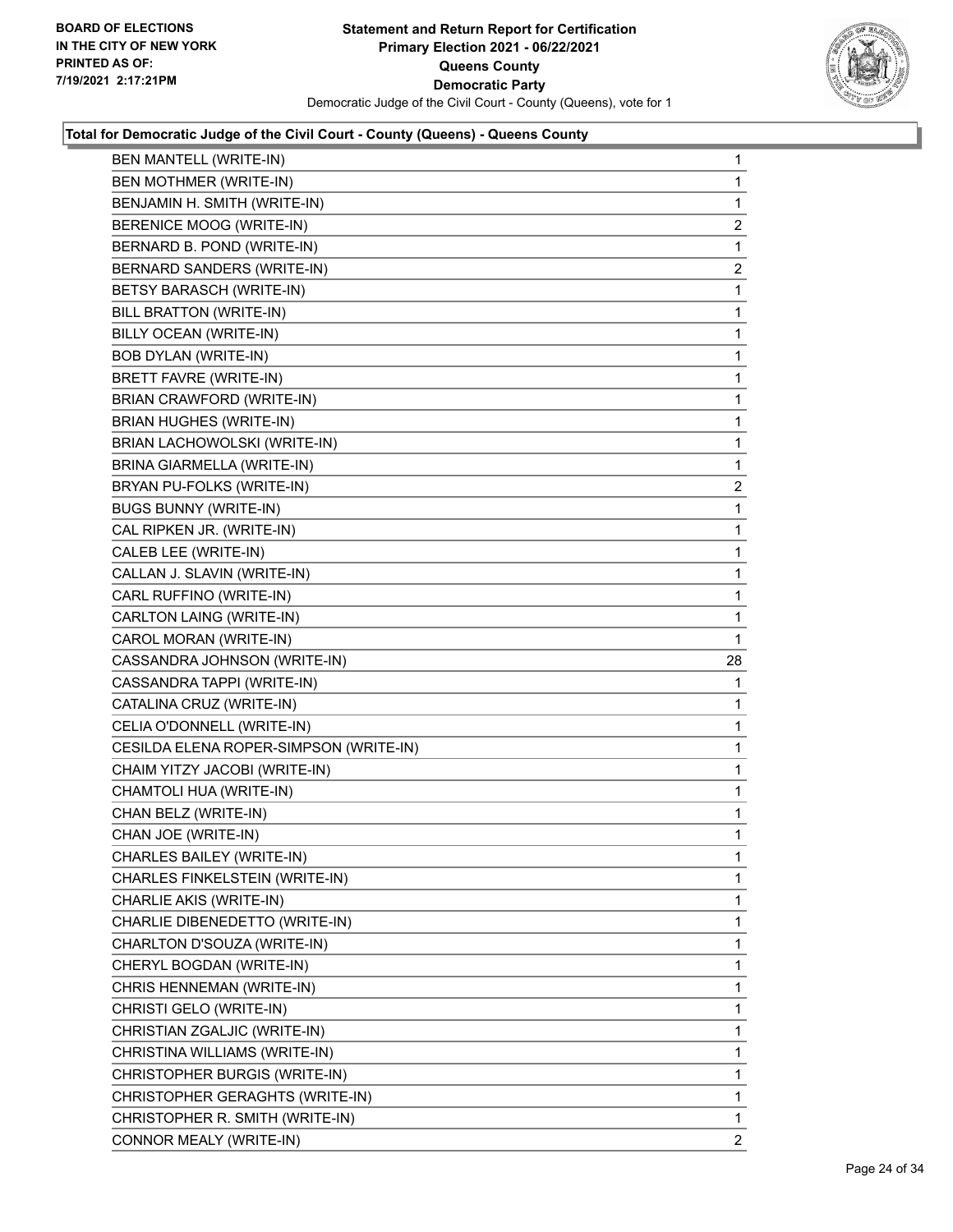**Statement and Return Report for Certification**
**Primary Election 2021 - 06/22/2021**
**Queens County**
**Democratic Party**
Democratic Judge of the Civil Court - County (Queens), vote for 1

BOARD OF ELECTIONS IN THE CITY OF NEW YORK
PRINTED AS OF: 7/19/2021 2:17:21PM

### Total for Democratic Judge of the Civil Court - County (Queens) - Queens County

| Candidate | Votes |
|---|---|
| BEN MANTELL (WRITE-IN) | 1 |
| BEN MOTHMER (WRITE-IN) | 1 |
| BENJAMIN H. SMITH (WRITE-IN) | 1 |
| BERENICE MOOG (WRITE-IN) | 2 |
| BERNARD B. POND (WRITE-IN) | 1 |
| BERNARD SANDERS (WRITE-IN) | 2 |
| BETSY BARASCH (WRITE-IN) | 1 |
| BILL BRATTON (WRITE-IN) | 1 |
| BILLY OCEAN (WRITE-IN) | 1 |
| BOB DYLAN (WRITE-IN) | 1 |
| BRETT FAVRE (WRITE-IN) | 1 |
| BRIAN CRAWFORD (WRITE-IN) | 1 |
| BRIAN HUGHES (WRITE-IN) | 1 |
| BRIAN LACHOWOLSKI (WRITE-IN) | 1 |
| BRINA GIARMELLA (WRITE-IN) | 1 |
| BRYAN PU-FOLKS (WRITE-IN) | 2 |
| BUGS BUNNY (WRITE-IN) | 1 |
| CAL RIPKEN JR. (WRITE-IN) | 1 |
| CALEB LEE (WRITE-IN) | 1 |
| CALLAN J. SLAVIN (WRITE-IN) | 1 |
| CARL RUFFINO (WRITE-IN) | 1 |
| CARLTON LAING (WRITE-IN) | 1 |
| CAROL MORAN (WRITE-IN) | 1 |
| CASSANDRA JOHNSON (WRITE-IN) | 28 |
| CASSANDRA TAPPI (WRITE-IN) | 1 |
| CATALINA CRUZ (WRITE-IN) | 1 |
| CELIA O'DONNELL (WRITE-IN) | 1 |
| CESILDA ELENA ROPER-SIMPSON (WRITE-IN) | 1 |
| CHAIM YITZY JACOBI (WRITE-IN) | 1 |
| CHAMTOLI HUA (WRITE-IN) | 1 |
| CHAN BELZ (WRITE-IN) | 1 |
| CHAN JOE (WRITE-IN) | 1 |
| CHARLES BAILEY (WRITE-IN) | 1 |
| CHARLES FINKELSTEIN (WRITE-IN) | 1 |
| CHARLIE AKIS (WRITE-IN) | 1 |
| CHARLIE DIBENEDETTO (WRITE-IN) | 1 |
| CHARLTON D'SOUZA (WRITE-IN) | 1 |
| CHERYL BOGDAN (WRITE-IN) | 1 |
| CHRIS HENNEMAN (WRITE-IN) | 1 |
| CHRISTI GELO (WRITE-IN) | 1 |
| CHRISTIAN ZGALJIC (WRITE-IN) | 1 |
| CHRISTINA WILLIAMS (WRITE-IN) | 1 |
| CHRISTOPHER BURGIS (WRITE-IN) | 1 |
| CHRISTOPHER GERAGHTS (WRITE-IN) | 1 |
| CHRISTOPHER R. SMITH (WRITE-IN) | 1 |
| CONNOR MEALY (WRITE-IN) | 2 |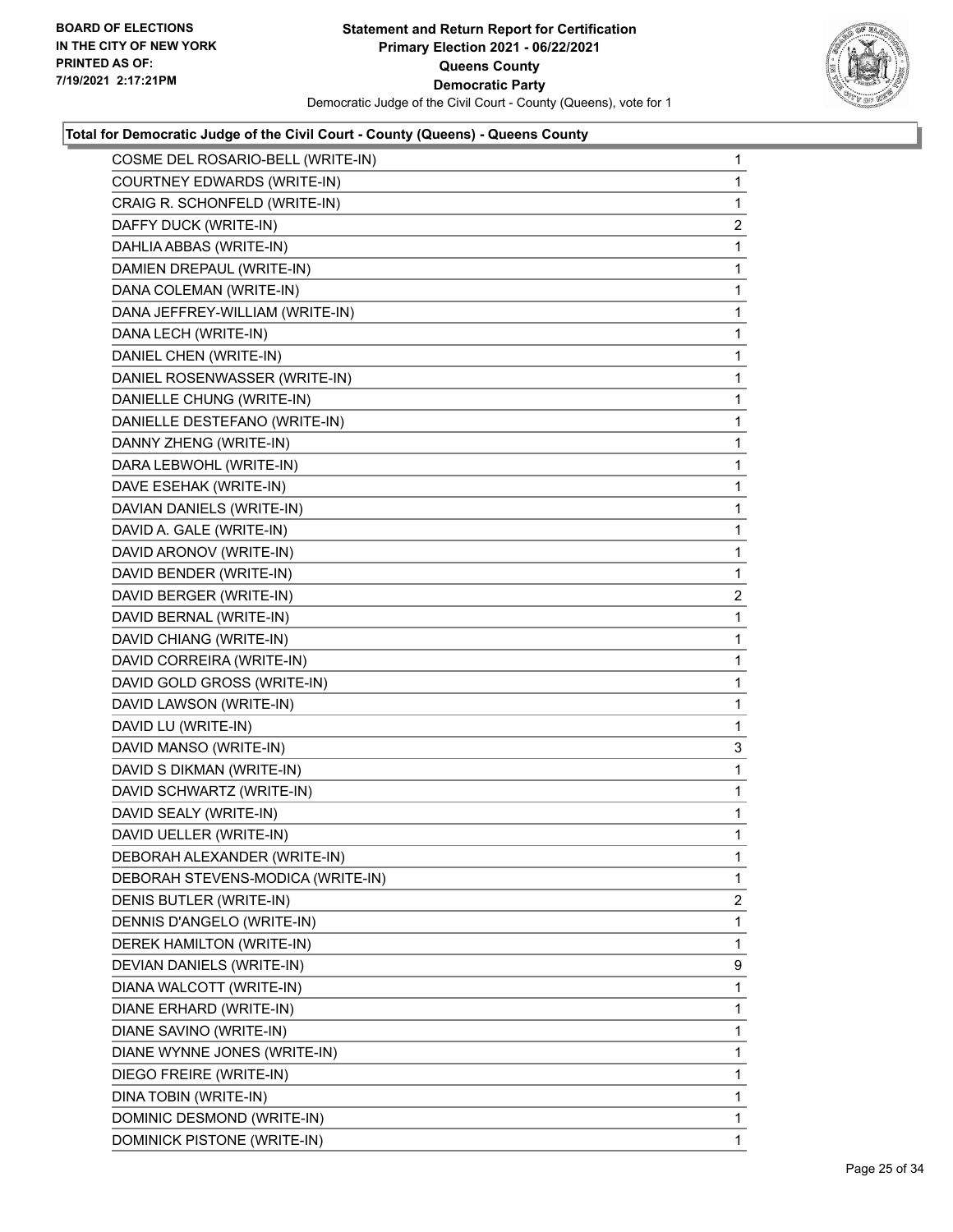**Statement and Return Report for Certification**
**Primary Election 2021 - 06/22/2021**
**Queens County**
**Democratic Party**
Democratic Judge of the Civil Court - County (Queens), vote for 1

BOARD OF ELECTIONS
IN THE CITY OF NEW YORK
PRINTED AS OF:
7/19/2021 2:17:21PM

**Total for Democratic Judge of the Civil Court - County (Queens) - Queens County**

| | |
|---|---|
| COSME DEL ROSARIO-BELL (WRITE-IN) | 1 |
| COURTNEY EDWARDS (WRITE-IN) | 1 |
| CRAIG R. SCHONFELD (WRITE-IN) | 1 |
| DAFFY DUCK (WRITE-IN) | 2 |
| DAHLIA ABBAS (WRITE-IN) | 1 |
| DAMIEN DREPAUL (WRITE-IN) | 1 |
| DANA COLEMAN (WRITE-IN) | 1 |
| DANA JEFFREY-WILLIAM (WRITE-IN) | 1 |
| DANA LECH (WRITE-IN) | 1 |
| DANIEL CHEN (WRITE-IN) | 1 |
| DANIEL ROSENWASSER (WRITE-IN) | 1 |
| DANIELLE CHUNG (WRITE-IN) | 1 |
| DANIELLE DESTEFANO (WRITE-IN) | 1 |
| DANNY ZHENG (WRITE-IN) | 1 |
| DARA LEBWOHL (WRITE-IN) | 1 |
| DAVE ESEHAK (WRITE-IN) | 1 |
| DAVIAN DANIELS (WRITE-IN) | 1 |
| DAVID A. GALE (WRITE-IN) | 1 |
| DAVID ARONOV (WRITE-IN) | 1 |
| DAVID BENDER (WRITE-IN) | 1 |
| DAVID BERGER (WRITE-IN) | 2 |
| DAVID BERNAL (WRITE-IN) | 1 |
| DAVID CHIANG (WRITE-IN) | 1 |
| DAVID CORREIRA (WRITE-IN) | 1 |
| DAVID GOLD GROSS (WRITE-IN) | 1 |
| DAVID LAWSON (WRITE-IN) | 1 |
| DAVID LU (WRITE-IN) | 1 |
| DAVID MANSO (WRITE-IN) | 3 |
| DAVID S DIKMAN (WRITE-IN) | 1 |
| DAVID SCHWARTZ (WRITE-IN) | 1 |
| DAVID SEALY (WRITE-IN) | 1 |
| DAVID UELLER (WRITE-IN) | 1 |
| DEBORAH ALEXANDER (WRITE-IN) | 1 |
| DEBORAH STEVENS-MODICA (WRITE-IN) | 1 |
| DENIS BUTLER (WRITE-IN) | 2 |
| DENNIS D'ANGELO (WRITE-IN) | 1 |
| DEREK HAMILTON (WRITE-IN) | 1 |
| DEVIAN DANIELS (WRITE-IN) | 9 |
| DIANA WALCOTT (WRITE-IN) | 1 |
| DIANE ERHARD (WRITE-IN) | 1 |
| DIANE SAVINO (WRITE-IN) | 1 |
| DIANE WYNNE JONES (WRITE-IN) | 1 |
| DIEGO FREIRE (WRITE-IN) | 1 |
| DINA TOBIN (WRITE-IN) | 1 |
| DOMINIC DESMOND (WRITE-IN) | 1 |
| DOMINICK PISTONE (WRITE-IN) | 1 |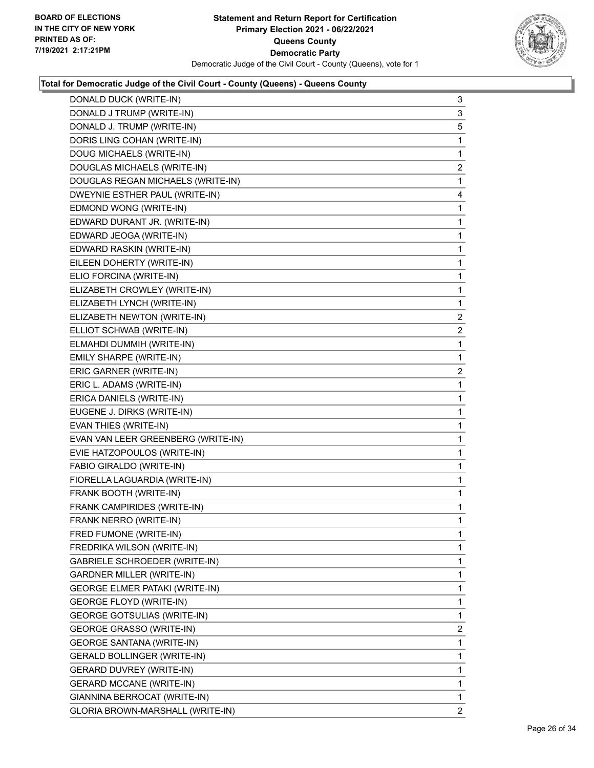**Total for Democratic Judge of the Civil Court - County (Queens) - Queens County**

| Candidate | Votes |
|---|---|
| DONALD DUCK (WRITE-IN) | 3 |
| DONALD J TRUMP (WRITE-IN) | 3 |
| DONALD J. TRUMP (WRITE-IN) | 5 |
| DORIS LING COHAN (WRITE-IN) | 1 |
| DOUG MICHAELS (WRITE-IN) | 1 |
| DOUGLAS MICHAELS (WRITE-IN) | 2 |
| DOUGLAS REGAN MICHAELS (WRITE-IN) | 1 |
| DWEYNIE ESTHER PAUL (WRITE-IN) | 4 |
| EDMOND WONG (WRITE-IN) | 1 |
| EDWARD DURANT JR. (WRITE-IN) | 1 |
| EDWARD JEOGA (WRITE-IN) | 1 |
| EDWARD RASKIN (WRITE-IN) | 1 |
| EILEEN DOHERTY (WRITE-IN) | 1 |
| ELIO FORCINA (WRITE-IN) | 1 |
| ELIZABETH CROWLEY (WRITE-IN) | 1 |
| ELIZABETH LYNCH (WRITE-IN) | 1 |
| ELIZABETH NEWTON (WRITE-IN) | 2 |
| ELLIOT SCHWAB (WRITE-IN) | 2 |
| ELMAHDI DUMMIH (WRITE-IN) | 1 |
| EMILY SHARPE (WRITE-IN) | 1 |
| ERIC GARNER (WRITE-IN) | 2 |
| ERIC L. ADAMS (WRITE-IN) | 1 |
| ERICA DANIELS (WRITE-IN) | 1 |
| EUGENE J. DIRKS (WRITE-IN) | 1 |
| EVAN THIES (WRITE-IN) | 1 |
| EVAN VAN LEER GREENBERG (WRITE-IN) | 1 |
| EVIE HATZOPOULOS (WRITE-IN) | 1 |
| FABIO GIRALDO (WRITE-IN) | 1 |
| FIORELLA LAGUARDIA (WRITE-IN) | 1 |
| FRANK BOOTH (WRITE-IN) | 1 |
| FRANK CAMPIRIDES (WRITE-IN) | 1 |
| FRANK NERRO (WRITE-IN) | 1 |
| FRED FUMONE (WRITE-IN) | 1 |
| FREDRIKA WILSON (WRITE-IN) | 1 |
| GABRIELE SCHROEDER (WRITE-IN) | 1 |
| GARDNER MILLER (WRITE-IN) | 1 |
| GEORGE ELMER PATAKI (WRITE-IN) | 1 |
| GEORGE FLOYD (WRITE-IN) | 1 |
| GEORGE GOTSULIAS (WRITE-IN) | 1 |
| GEORGE GRASSO (WRITE-IN) | 2 |
| GEORGE SANTANA (WRITE-IN) | 1 |
| GERALD BOLLINGER (WRITE-IN) | 1 |
| GERARD DUVREY (WRITE-IN) | 1 |
| GERARD MCCANE (WRITE-IN) | 1 |
| GIANNINA BERROCAT (WRITE-IN) | 1 |
| GLORIA BROWN-MARSHALL (WRITE-IN) | 2 |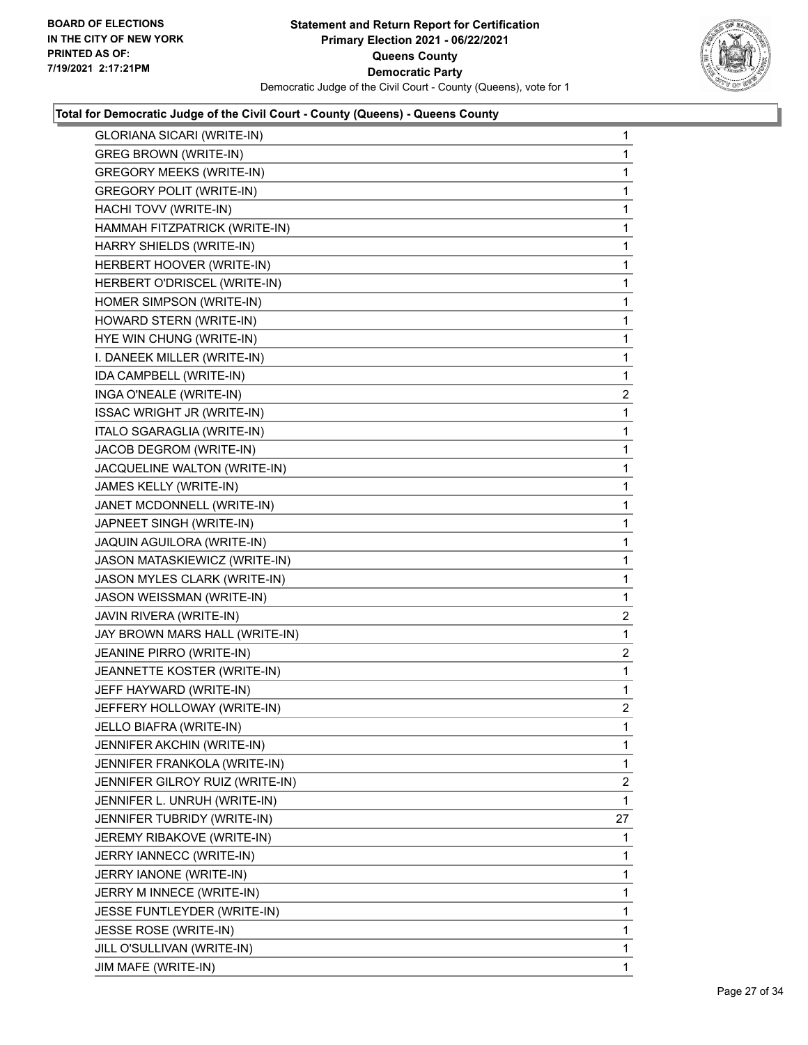**Statement and Return Report for Certification**
**Primary Election 2021 - 06/22/2021**
**Queens County**
**Democratic Party**
Democratic Judge of the Civil Court - County (Queens), vote for 1

BOARD OF ELECTIONS
IN THE CITY OF NEW YORK
PRINTED AS OF:
7/19/2021 2:17:21PM

**Total for Democratic Judge of the Civil Court - County (Queens) - Queens County**

| | |
|---|---|
| GLORIANA SICARI (WRITE-IN) | 1 |
| GREG BROWN (WRITE-IN) | 1 |
| GREGORY MEEKS (WRITE-IN) | 1 |
| GREGORY POLIT (WRITE-IN) | 1 |
| HACHI TOVV (WRITE-IN) | 1 |
| HAMMAH FITZPATRICK (WRITE-IN) | 1 |
| HARRY SHIELDS (WRITE-IN) | 1 |
| HERBERT HOOVER (WRITE-IN) | 1 |
| HERBERT O'DRISCEL (WRITE-IN) | 1 |
| HOMER SIMPSON (WRITE-IN) | 1 |
| HOWARD STERN (WRITE-IN) | 1 |
| HYE WIN CHUNG (WRITE-IN) | 1 |
| I. DANEEK MILLER (WRITE-IN) | 1 |
| IDA CAMPBELL (WRITE-IN) | 1 |
| INGA O'NEALE (WRITE-IN) | 2 |
| ISSAC WRIGHT JR (WRITE-IN) | 1 |
| ITALO SGARAGLIA (WRITE-IN) | 1 |
| JACOB DEGROM (WRITE-IN) | 1 |
| JACQUELINE WALTON (WRITE-IN) | 1 |
| JAMES KELLY (WRITE-IN) | 1 |
| JANET MCDONNELL (WRITE-IN) | 1 |
| JAPNEET SINGH (WRITE-IN) | 1 |
| JAQUIN AGUILORA (WRITE-IN) | 1 |
| JASON MATASKIEWICZ (WRITE-IN) | 1 |
| JASON MYLES CLARK (WRITE-IN) | 1 |
| JASON WEISSMAN (WRITE-IN) | 1 |
| JAVIN RIVERA (WRITE-IN) | 2 |
| JAY BROWN MARS HALL (WRITE-IN) | 1 |
| JEANINE PIRRO (WRITE-IN) | 2 |
| JEANNETTE KOSTER (WRITE-IN) | 1 |
| JEFF HAYWARD (WRITE-IN) | 1 |
| JEFFERY HOLLOWAY (WRITE-IN) | 2 |
| JELLO BIAFRA (WRITE-IN) | 1 |
| JENNIFER AKCHIN (WRITE-IN) | 1 |
| JENNIFER FRANKOLA (WRITE-IN) | 1 |
| JENNIFER GILROY RUIZ (WRITE-IN) | 2 |
| JENNIFER L. UNRUH (WRITE-IN) | 1 |
| JENNIFER TUBRIDY (WRITE-IN) | 27 |
| JEREMY RIBAKOVE (WRITE-IN) | 1 |
| JERRY IANNECC (WRITE-IN) | 1 |
| JERRY IANONE (WRITE-IN) | 1 |
| JERRY M INNECE (WRITE-IN) | 1 |
| JESSE FUNTLEYDER (WRITE-IN) | 1 |
| JESSE ROSE (WRITE-IN) | 1 |
| JILL O'SULLIVAN (WRITE-IN) | 1 |
| JIM MAFE (WRITE-IN) | 1 |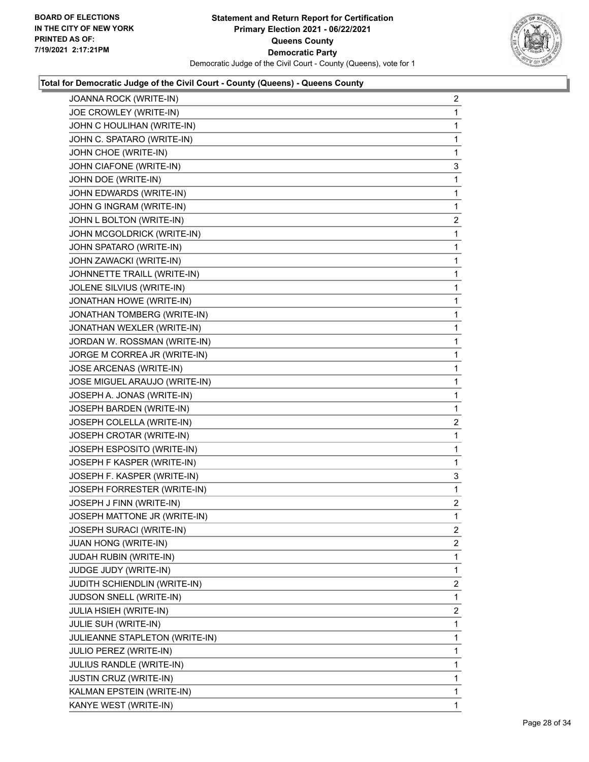**Total for Democratic Judge of the Civil Court - County (Queens) - Queens County**

| Candidate | Votes |
|---|---|
| JOANNA ROCK (WRITE-IN) | 2 |
| JOE CROWLEY (WRITE-IN) | 1 |
| JOHN C HOULIHAN (WRITE-IN) | 1 |
| JOHN C. SPATARO (WRITE-IN) | 1 |
| JOHN CHOE (WRITE-IN) | 1 |
| JOHN CIAFONE (WRITE-IN) | 3 |
| JOHN DOE (WRITE-IN) | 1 |
| JOHN EDWARDS (WRITE-IN) | 1 |
| JOHN G INGRAM (WRITE-IN) | 1 |
| JOHN L BOLTON (WRITE-IN) | 2 |
| JOHN MCGOLDRICK (WRITE-IN) | 1 |
| JOHN SPATARO (WRITE-IN) | 1 |
| JOHN ZAWACKI (WRITE-IN) | 1 |
| JOHNNETTE TRAILL (WRITE-IN) | 1 |
| JOLENE SILVIUS (WRITE-IN) | 1 |
| JONATHAN HOWE (WRITE-IN) | 1 |
| JONATHAN TOMBERG (WRITE-IN) | 1 |
| JONATHAN WEXLER (WRITE-IN) | 1 |
| JORDAN W. ROSSMAN (WRITE-IN) | 1 |
| JORGE M CORREA JR (WRITE-IN) | 1 |
| JOSE ARCENAS (WRITE-IN) | 1 |
| JOSE MIGUEL ARAUJO (WRITE-IN) | 1 |
| JOSEPH A. JONAS (WRITE-IN) | 1 |
| JOSEPH BARDEN (WRITE-IN) | 1 |
| JOSEPH COLELLA (WRITE-IN) | 2 |
| JOSEPH CROTAR (WRITE-IN) | 1 |
| JOSEPH ESPOSITO (WRITE-IN) | 1 |
| JOSEPH F KASPER (WRITE-IN) | 1 |
| JOSEPH F. KASPER (WRITE-IN) | 3 |
| JOSEPH FORRESTER (WRITE-IN) | 1 |
| JOSEPH J FINN (WRITE-IN) | 2 |
| JOSEPH MATTONE JR (WRITE-IN) | 1 |
| JOSEPH SURACI (WRITE-IN) | 2 |
| JUAN HONG (WRITE-IN) | 2 |
| JUDAH RUBIN (WRITE-IN) | 1 |
| JUDGE JUDY (WRITE-IN) | 1 |
| JUDITH SCHIENDLIN (WRITE-IN) | 2 |
| JUDSON SNELL (WRITE-IN) | 1 |
| JULIA HSIEH (WRITE-IN) | 2 |
| JULIE SUH (WRITE-IN) | 1 |
| JULIEANNE STAPLETON (WRITE-IN) | 1 |
| JULIO PEREZ (WRITE-IN) | 1 |
| JULIUS RANDLE (WRITE-IN) | 1 |
| JUSTIN CRUZ (WRITE-IN) | 1 |
| KALMAN EPSTEIN (WRITE-IN) | 1 |
| KANYE WEST (WRITE-IN) | 1 |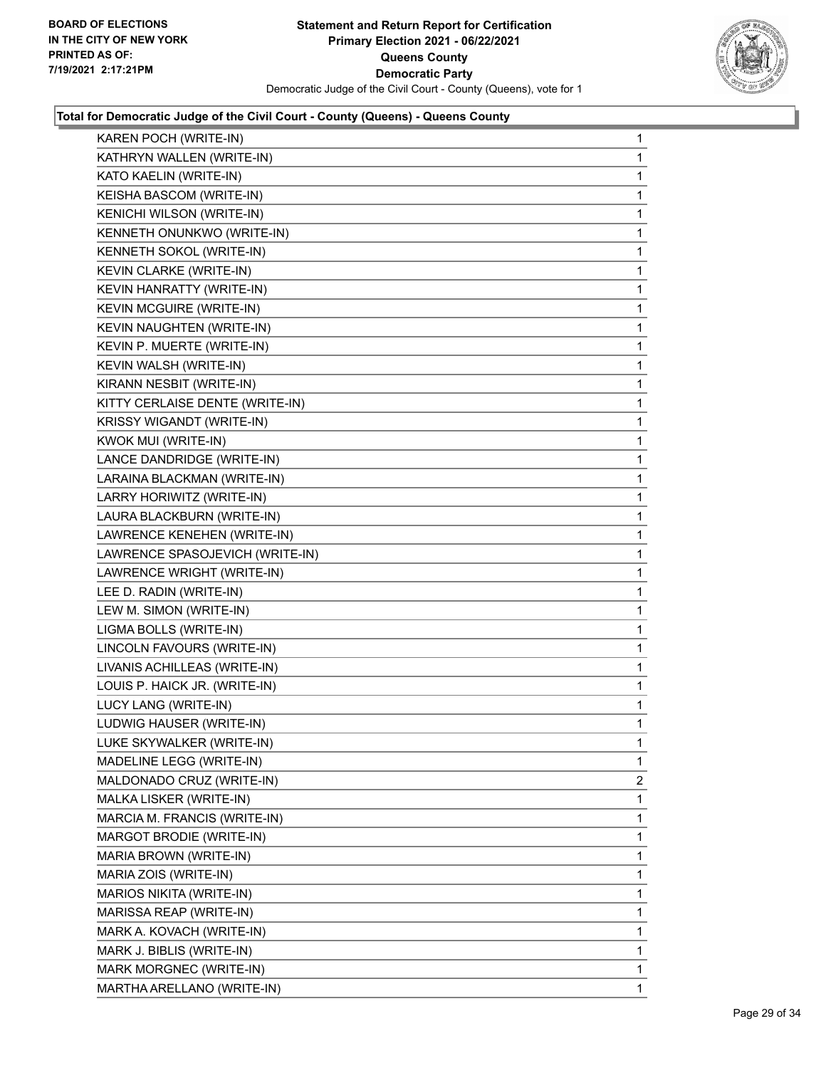**BOARD OF ELECTIONS IN THE CITY OF NEW YORK PRINTED AS OF: 7/19/2021 2:17:21PM**

**Statement and Return Report for Certification Primary Election 2021 - 06/22/2021 Queens County Democratic Party**

Democratic Judge of the Civil Court - County (Queens), vote for 1

### Total for Democratic Judge of the Civil Court - County (Queens) - Queens County

| Candidate | Votes |
|---|---|
| KAREN POCH (WRITE-IN) | 1 |
| KATHRYN WALLEN (WRITE-IN) | 1 |
| KATO KAELIN (WRITE-IN) | 1 |
| KEISHA BASCOM (WRITE-IN) | 1 |
| KENICHI WILSON (WRITE-IN) | 1 |
| KENNETH ONUNKWO (WRITE-IN) | 1 |
| KENNETH SOKOL (WRITE-IN) | 1 |
| KEVIN CLARKE (WRITE-IN) | 1 |
| KEVIN HANRATTY (WRITE-IN) | 1 |
| KEVIN MCGUIRE (WRITE-IN) | 1 |
| KEVIN NAUGHTEN (WRITE-IN) | 1 |
| KEVIN P. MUERTE (WRITE-IN) | 1 |
| KEVIN WALSH (WRITE-IN) | 1 |
| KIRANN NESBIT (WRITE-IN) | 1 |
| KITTY CERLAISE DENTE (WRITE-IN) | 1 |
| KRISSY WIGANDT (WRITE-IN) | 1 |
| KWOK MUI (WRITE-IN) | 1 |
| LANCE DANDRIDGE (WRITE-IN) | 1 |
| LARAINA BLACKMAN (WRITE-IN) | 1 |
| LARRY HORIWITZ (WRITE-IN) | 1 |
| LAURA BLACKBURN (WRITE-IN) | 1 |
| LAWRENCE KENEHEN (WRITE-IN) | 1 |
| LAWRENCE SPASOJEVICH (WRITE-IN) | 1 |
| LAWRENCE WRIGHT (WRITE-IN) | 1 |
| LEE D. RADIN (WRITE-IN) | 1 |
| LEW M. SIMON (WRITE-IN) | 1 |
| LIGMA BOLLS (WRITE-IN) | 1 |
| LINCOLN FAVOURS (WRITE-IN) | 1 |
| LIVANIS ACHILLEAS (WRITE-IN) | 1 |
| LOUIS P. HAICK JR. (WRITE-IN) | 1 |
| LUCY LANG (WRITE-IN) | 1 |
| LUDWIG HAUSER (WRITE-IN) | 1 |
| LUKE SKYWALKER (WRITE-IN) | 1 |
| MADELINE LEGG (WRITE-IN) | 1 |
| MALDONADO CRUZ (WRITE-IN) | 2 |
| MALKA LISKER (WRITE-IN) | 1 |
| MARCIA M. FRANCIS (WRITE-IN) | 1 |
| MARGOT BRODIE (WRITE-IN) | 1 |
| MARIA BROWN (WRITE-IN) | 1 |
| MARIA ZOIS (WRITE-IN) | 1 |
| MARIOS NIKITA (WRITE-IN) | 1 |
| MARISSA REAP (WRITE-IN) | 1 |
| MARK A. KOVACH (WRITE-IN) | 1 |
| MARK J. BIBLIS (WRITE-IN) | 1 |
| MARK MORGNEC (WRITE-IN) | 1 |
| MARTHA ARELLANO (WRITE-IN) | 1 |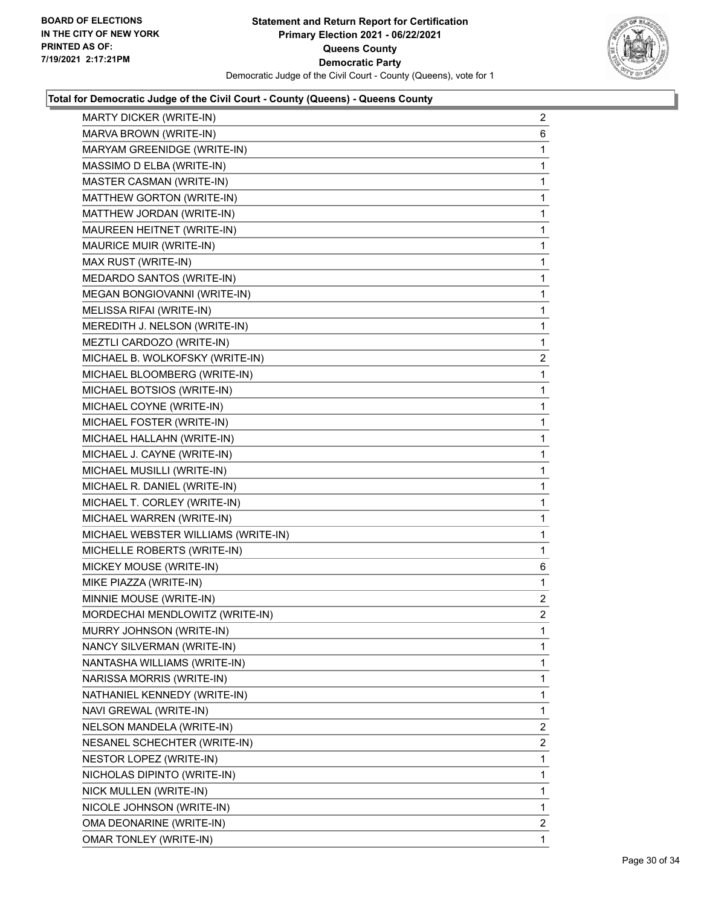**Total for Democratic Judge of the Civil Court - County (Queens) - Queens County**

| Candidate | Votes |
| --- | --- |
| MARTY DICKER (WRITE-IN) | 2 |
| MARVA BROWN (WRITE-IN) | 6 |
| MARYAM GREENIDGE (WRITE-IN) | 1 |
| MASSIMO D ELBA (WRITE-IN) | 1 |
| MASTER CASMAN (WRITE-IN) | 1 |
| MATTHEW GORTON (WRITE-IN) | 1 |
| MATTHEW JORDAN (WRITE-IN) | 1 |
| MAUREEN HEITNET (WRITE-IN) | 1 |
| MAURICE MUIR (WRITE-IN) | 1 |
| MAX RUST (WRITE-IN) | 1 |
| MEDARDO SANTOS (WRITE-IN) | 1 |
| MEGAN BONGIOVANNI (WRITE-IN) | 1 |
| MELISSA RIFAI (WRITE-IN) | 1 |
| MEREDITH J. NELSON (WRITE-IN) | 1 |
| MEZTLI CARDOZO (WRITE-IN) | 1 |
| MICHAEL B. WOLKOFSKY (WRITE-IN) | 2 |
| MICHAEL BLOOMBERG (WRITE-IN) | 1 |
| MICHAEL BOTSIOS (WRITE-IN) | 1 |
| MICHAEL COYNE (WRITE-IN) | 1 |
| MICHAEL FOSTER (WRITE-IN) | 1 |
| MICHAEL HALLAHN (WRITE-IN) | 1 |
| MICHAEL J. CAYNE (WRITE-IN) | 1 |
| MICHAEL MUSILLI (WRITE-IN) | 1 |
| MICHAEL R. DANIEL (WRITE-IN) | 1 |
| MICHAEL T. CORLEY (WRITE-IN) | 1 |
| MICHAEL WARREN (WRITE-IN) | 1 |
| MICHAEL WEBSTER WILLIAMS (WRITE-IN) | 1 |
| MICHELLE ROBERTS (WRITE-IN) | 1 |
| MICKEY MOUSE (WRITE-IN) | 6 |
| MIKE PIAZZA (WRITE-IN) | 1 |
| MINNIE MOUSE (WRITE-IN) | 2 |
| MORDECHAI MENDLOWITZ (WRITE-IN) | 2 |
| MURRY JOHNSON (WRITE-IN) | 1 |
| NANCY SILVERMAN (WRITE-IN) | 1 |
| NANTASHA WILLIAMS (WRITE-IN) | 1 |
| NARISSA MORRIS (WRITE-IN) | 1 |
| NATHANIEL KENNEDY (WRITE-IN) | 1 |
| NAVI GREWAL (WRITE-IN) | 1 |
| NELSON MANDELA (WRITE-IN) | 2 |
| NESANEL SCHECHTER (WRITE-IN) | 2 |
| NESTOR LOPEZ (WRITE-IN) | 1 |
| NICHOLAS DIPINTO (WRITE-IN) | 1 |
| NICK MULLEN (WRITE-IN) | 1 |
| NICOLE JOHNSON (WRITE-IN) | 1 |
| OMA DEONARINE (WRITE-IN) | 2 |
| OMAR TONLEY (WRITE-IN) | 1 |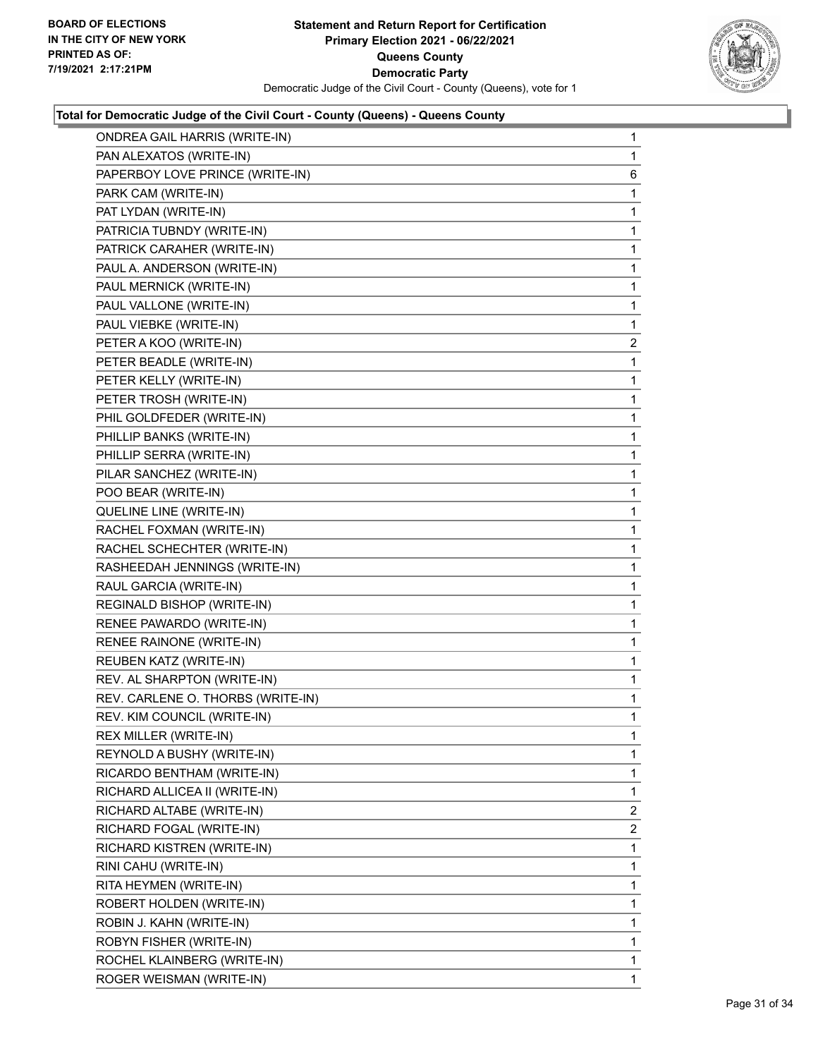BOARD OF ELECTIONS
IN THE CITY OF NEW YORK
PRINTED AS OF:
7/19/2021 2:17:21PM

**Statement and Return Report for Certification**
**Primary Election 2021 - 06/22/2021**
**Queens County**
**Democratic Party**
Democratic Judge of the Civil Court - County (Queens), vote for 1

**Total for Democratic Judge of the Civil Court - County (Queens) - Queens County**

| | |
|---|---|
| ONDREA GAIL HARRIS (WRITE-IN) | 1 |
| PAN ALEXATOS (WRITE-IN) | 1 |
| PAPERBOY LOVE PRINCE (WRITE-IN) | 6 |
| PARK CAM (WRITE-IN) | 1 |
| PAT LYDAN (WRITE-IN) | 1 |
| PATRICIA TUBNDY (WRITE-IN) | 1 |
| PATRICK CARAHER (WRITE-IN) | 1 |
| PAUL A. ANDERSON (WRITE-IN) | 1 |
| PAUL MERNICK (WRITE-IN) | 1 |
| PAUL VALLONE (WRITE-IN) | 1 |
| PAUL VIEBKE (WRITE-IN) | 1 |
| PETER A KOO (WRITE-IN) | 2 |
| PETER BEADLE (WRITE-IN) | 1 |
| PETER KELLY (WRITE-IN) | 1 |
| PETER TROSH (WRITE-IN) | 1 |
| PHIL GOLDFEDER (WRITE-IN) | 1 |
| PHILLIP BANKS (WRITE-IN) | 1 |
| PHILLIP SERRA (WRITE-IN) | 1 |
| PILAR SANCHEZ (WRITE-IN) | 1 |
| POO BEAR (WRITE-IN) | 1 |
| QUELINE LINE (WRITE-IN) | 1 |
| RACHEL FOXMAN (WRITE-IN) | 1 |
| RACHEL SCHECHTER (WRITE-IN) | 1 |
| RASHEEDAH JENNINGS (WRITE-IN) | 1 |
| RAUL GARCIA (WRITE-IN) | 1 |
| REGINALD BISHOP (WRITE-IN) | 1 |
| RENEE PAWARDO (WRITE-IN) | 1 |
| RENEE RAINONE (WRITE-IN) | 1 |
| REUBEN KATZ (WRITE-IN) | 1 |
| REV. AL SHARPTON (WRITE-IN) | 1 |
| REV. CARLENE O. THORBS (WRITE-IN) | 1 |
| REV. KIM COUNCIL (WRITE-IN) | 1 |
| REX MILLER (WRITE-IN) | 1 |
| REYNOLD A BUSHY (WRITE-IN) | 1 |
| RICARDO BENTHAM (WRITE-IN) | 1 |
| RICHARD ALLICEA II (WRITE-IN) | 1 |
| RICHARD ALTABE (WRITE-IN) | 2 |
| RICHARD FOGAL (WRITE-IN) | 2 |
| RICHARD KISTREN (WRITE-IN) | 1 |
| RINI CAHU (WRITE-IN) | 1 |
| RITA HEYMEN (WRITE-IN) | 1 |
| ROBERT HOLDEN (WRITE-IN) | 1 |
| ROBIN J. KAHN (WRITE-IN) | 1 |
| ROBYN FISHER (WRITE-IN) | 1 |
| ROCHEL KLAINBERG (WRITE-IN) | 1 |
| ROGER WEISMAN (WRITE-IN) | 1 |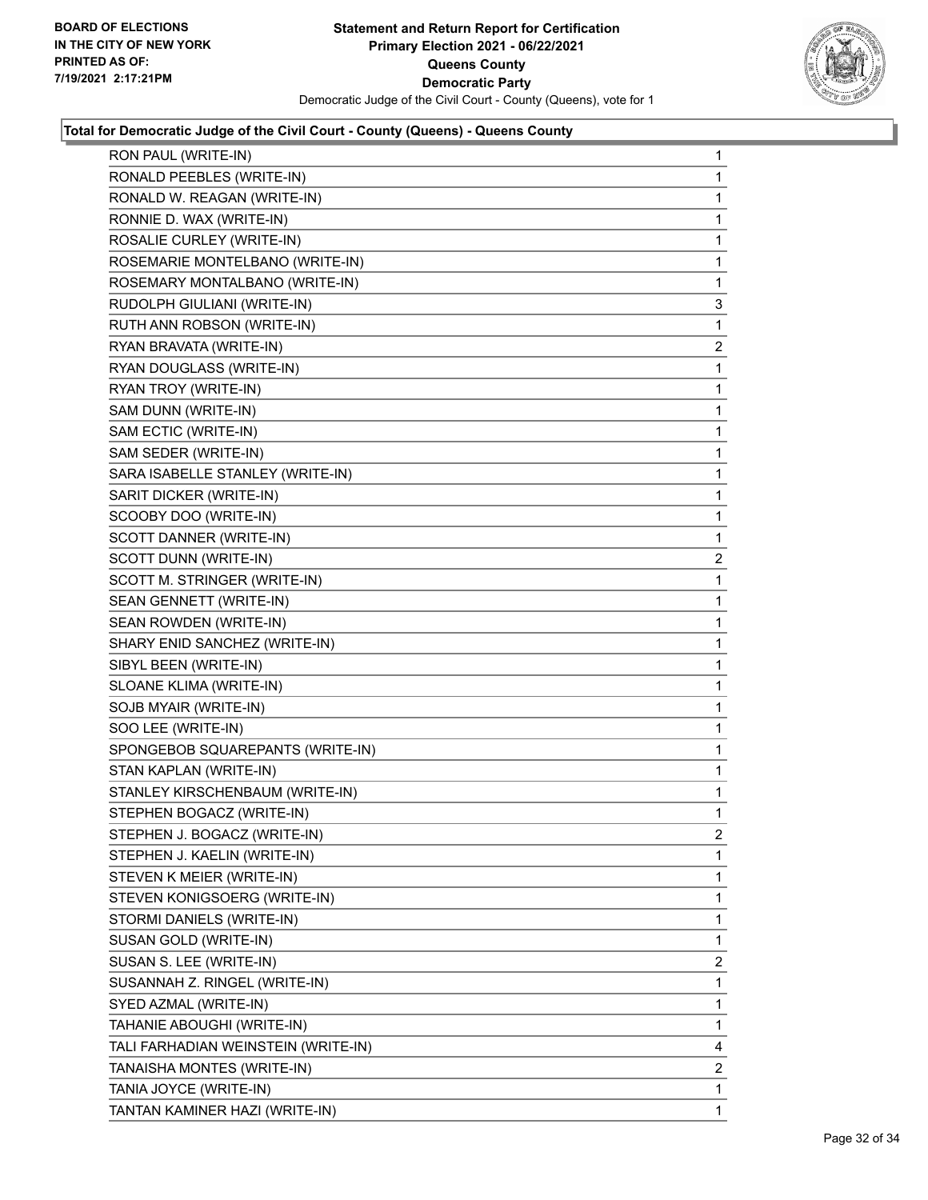### Total for Democratic Judge of the Civil Court - County (Queens) - Queens County

| Candidate | Votes |
|---|---|
| RON PAUL (WRITE-IN) | 1 |
| RONALD PEEBLES (WRITE-IN) | 1 |
| RONALD W. REAGAN (WRITE-IN) | 1 |
| RONNIE D. WAX (WRITE-IN) | 1 |
| ROSALIE CURLEY (WRITE-IN) | 1 |
| ROSEMARIE MONTELBANO (WRITE-IN) | 1 |
| ROSEMARY MONTALBANO (WRITE-IN) | 1 |
| RUDOLPH GIULIANI (WRITE-IN) | 3 |
| RUTH ANN ROBSON (WRITE-IN) | 1 |
| RYAN BRAVATA (WRITE-IN) | 2 |
| RYAN DOUGLASS (WRITE-IN) | 1 |
| RYAN TROY (WRITE-IN) | 1 |
| SAM DUNN (WRITE-IN) | 1 |
| SAM ECTIC (WRITE-IN) | 1 |
| SAM SEDER (WRITE-IN) | 1 |
| SARA ISABELLE STANLEY (WRITE-IN) | 1 |
| SARIT DICKER (WRITE-IN) | 1 |
| SCOOBY DOO (WRITE-IN) | 1 |
| SCOTT DANNER (WRITE-IN) | 1 |
| SCOTT DUNN (WRITE-IN) | 2 |
| SCOTT M. STRINGER (WRITE-IN) | 1 |
| SEAN GENNETT (WRITE-IN) | 1 |
| SEAN ROWDEN (WRITE-IN) | 1 |
| SHARY ENID SANCHEZ (WRITE-IN) | 1 |
| SIBYL BEEN (WRITE-IN) | 1 |
| SLOANE KLIMA (WRITE-IN) | 1 |
| SOJB MYAIR (WRITE-IN) | 1 |
| SOO LEE (WRITE-IN) | 1 |
| SPONGEBOB SQUAREPANTS (WRITE-IN) | 1 |
| STAN KAPLAN (WRITE-IN) | 1 |
| STANLEY KIRSCHENBAUM (WRITE-IN) | 1 |
| STEPHEN BOGACZ (WRITE-IN) | 1 |
| STEPHEN J. BOGACZ (WRITE-IN) | 2 |
| STEPHEN J. KAELIN (WRITE-IN) | 1 |
| STEVEN K MEIER (WRITE-IN) | 1 |
| STEVEN KONIGSOERG (WRITE-IN) | 1 |
| STORMI DANIELS (WRITE-IN) | 1 |
| SUSAN GOLD (WRITE-IN) | 1 |
| SUSAN S. LEE (WRITE-IN) | 2 |
| SUSANNAH Z. RINGEL (WRITE-IN) | 1 |
| SYED AZMAL (WRITE-IN) | 1 |
| TAHANIE ABOUGHI (WRITE-IN) | 1 |
| TALI FARHADIAN WEINSTEIN (WRITE-IN) | 4 |
| TANAISHA MONTES (WRITE-IN) | 2 |
| TANIA JOYCE (WRITE-IN) | 1 |
| TANTAN KAMINER HAZI (WRITE-IN) | 1 |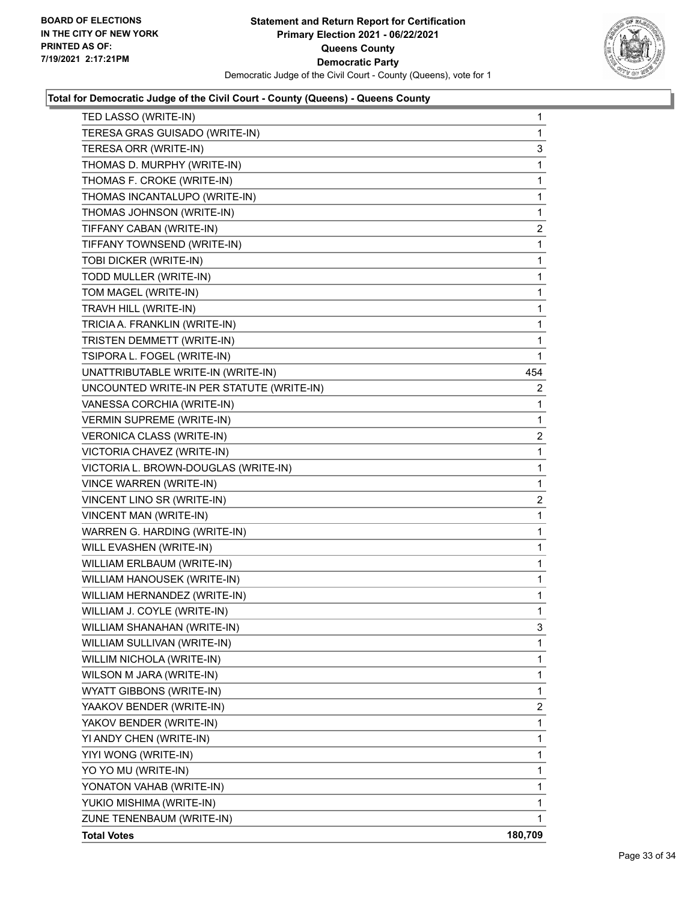**Total for Democratic Judge of the Civil Court - County (Queens) - Queens County**

| Candidate | Votes |
|---|---|
| TED LASSO (WRITE-IN) | 1 |
| TERESA GRAS GUISADO (WRITE-IN) | 1 |
| TERESA ORR (WRITE-IN) | 3 |
| THOMAS D. MURPHY (WRITE-IN) | 1 |
| THOMAS F. CROKE (WRITE-IN) | 1 |
| THOMAS INCANTALUPO (WRITE-IN) | 1 |
| THOMAS JOHNSON (WRITE-IN) | 1 |
| TIFFANY CABAN (WRITE-IN) | 2 |
| TIFFANY TOWNSEND (WRITE-IN) | 1 |
| TOBI DICKER (WRITE-IN) | 1 |
| TODD MULLER (WRITE-IN) | 1 |
| TOM MAGEL (WRITE-IN) | 1 |
| TRAVH HILL (WRITE-IN) | 1 |
| TRICIA A. FRANKLIN (WRITE-IN) | 1 |
| TRISTEN DEMMETT (WRITE-IN) | 1 |
| TSIPORA L. FOGEL (WRITE-IN) | 1 |
| UNATTRIBUTABLE WRITE-IN (WRITE-IN) | 454 |
| UNCOUNTED WRITE-IN PER STATUTE (WRITE-IN) | 2 |
| VANESSA CORCHIA (WRITE-IN) | 1 |
| VERMIN SUPREME (WRITE-IN) | 1 |
| VERONICA CLASS (WRITE-IN) | 2 |
| VICTORIA CHAVEZ (WRITE-IN) | 1 |
| VICTORIA L. BROWN-DOUGLAS (WRITE-IN) | 1 |
| VINCE WARREN (WRITE-IN) | 1 |
| VINCENT LINO SR (WRITE-IN) | 2 |
| VINCENT MAN (WRITE-IN) | 1 |
| WARREN G. HARDING (WRITE-IN) | 1 |
| WILL EVASHEN (WRITE-IN) | 1 |
| WILLIAM ERLBAUM (WRITE-IN) | 1 |
| WILLIAM HANOUSEK (WRITE-IN) | 1 |
| WILLIAM HERNANDEZ (WRITE-IN) | 1 |
| WILLIAM J. COYLE (WRITE-IN) | 1 |
| WILLIAM SHANAHAN (WRITE-IN) | 3 |
| WILLIAM SULLIVAN (WRITE-IN) | 1 |
| WILLIM NICHOLA (WRITE-IN) | 1 |
| WILSON M JARA (WRITE-IN) | 1 |
| WYATT GIBBONS (WRITE-IN) | 1 |
| YAAKOV BENDER (WRITE-IN) | 2 |
| YAKOV BENDER (WRITE-IN) | 1 |
| YI ANDY CHEN (WRITE-IN) | 1 |
| YIYI WONG (WRITE-IN) | 1 |
| YO YO MU (WRITE-IN) | 1 |
| YONATON VAHAB (WRITE-IN) | 1 |
| YUKIO MISHIMA (WRITE-IN) | 1 |
| ZUNE TENENBAUM (WRITE-IN) | 1 |
| **Total Votes** | **180,709** |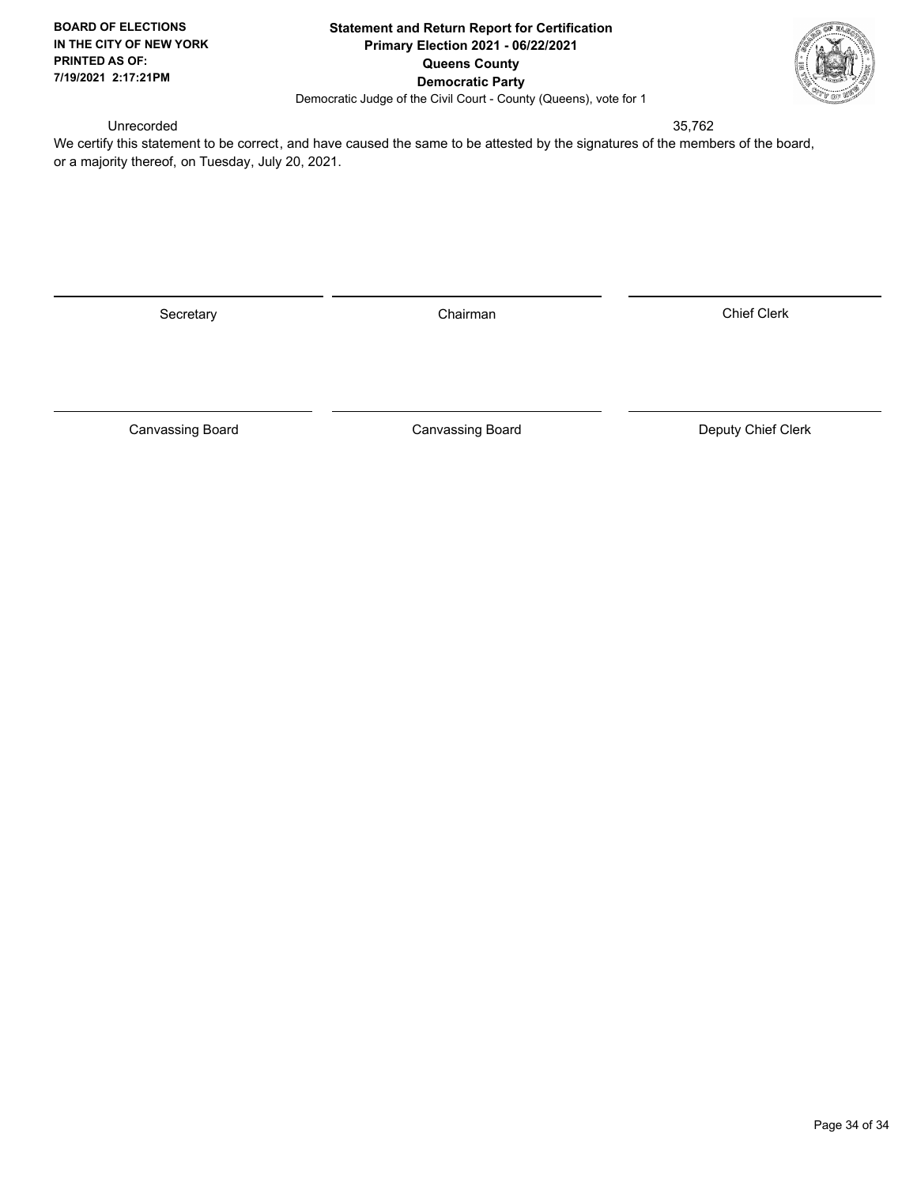| | |
|---|---|
| Unrecorded | 35,762 |

We certify this statement to be correct, and have caused the same to be attested by the signatures of the members of the board, or a majority thereof, on Tuesday, July 20, 2021.

| | | |
|---|---|---|
| Secretary | Chairman | Chief Clerk |
| Canvassing Board | Canvassing Board | Deputy Chief Clerk |